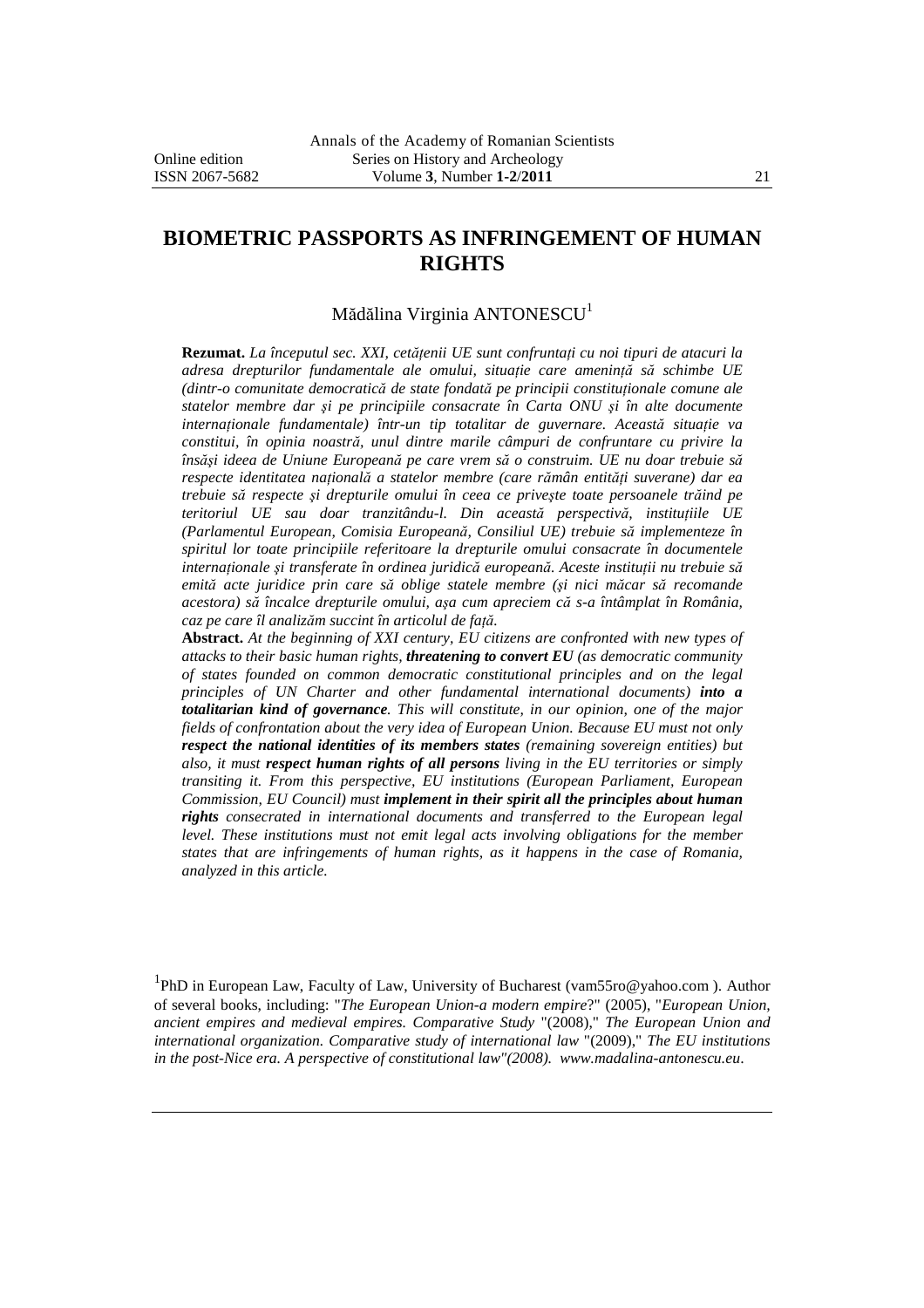# BIOMETRIC PASSPORTS AS INFRINGEMENT OF HUMAN RIGHTS

Mădălina Virginia ANTONESCU[1]

**Rezumat.** *La începutul sec. XXI, cetățenii UE sunt confruntați cu noi tipuri de atacuri la adresa drepturilor fundamentale ale omului, situație care amenință să schimbe UE (dintr-o comunitate democratică de state fondată pe principii constituționale comune ale statelor membre dar și pe principiile consacrate în Carta ONU și în alte documente internaționale fundamentale) într-un tip totalitar de guvernare. Această situație va constitui, în opinia noastră, unul dintre marile câmpuri de confruntare cu privire la însăși ideea de Uniune Europeană pe care vrem să o construim. UE nu doar trebuie să respecte identitatea națională a statelor membre (care rămân entități suverane) dar ea trebuie să respecte și drepturile omului în ceea ce privește toate persoanele trăind pe teritoriul UE sau doar tranzitându-l. Din această perspectivă, instituțiile UE (Parlamentul European, Comisia Europeană, Consiliul UE) trebuie să implementeze în spiritul lor toate principiile referitoare la drepturile omului consacrate în documentele internaționale și transferate în ordinea juridică europeană. Aceste instituții nu trebuie să emită acte juridice prin care să oblige statele membre (și nici măcar să recomande acestora) să încalce drepturile omului, așa cum apreciem că s-a întâmplat în România, caz pe care îl analizăm succint în articolul de față.*

**Abstract.** *At the beginning of XXI century, EU citizens are confronted with new types of attacks to their basic human rights,* ***threatening to convert EU*** *(as democratic community of states founded on common democratic constitutional principles and on the legal principles of UN Charter and other fundamental international documents)* ***into a totalitarian kind of governance****. This will constitute, in our opinion, one of the major fields of confrontation about the very idea of European Union. Because EU must not only* ***respect the national identities of its members states*** *(remaining sovereign entities) but also, it must* ***respect human rights of all persons*** *living in the EU territories or simply transiting it. From this perspective, EU institutions (European Parliament, European Commission, EU Council) must* ***implement in their spirit all the principles about human rights*** *consecrated in international documents and transferred to the European legal level. These institutions must not emit legal acts involving obligations for the member states that are infringements of human rights, as it happens in the case of Romania, analyzed in this article.*

---

[1] PhD in European Law, Faculty of Law, University of Bucharest (vam55ro@yahoo.com ). Author of several books, including: "*The European Union-a modern empire*?" (2005), "*European Union, ancient empires and medieval empires. Comparative Study* "(2008)," *The European Union and international organization. Comparative study of international law* "(2009)," *The EU institutions in the post-Nice era. A perspective of constitutional law"(2008). www.madalina-antonescu.eu*.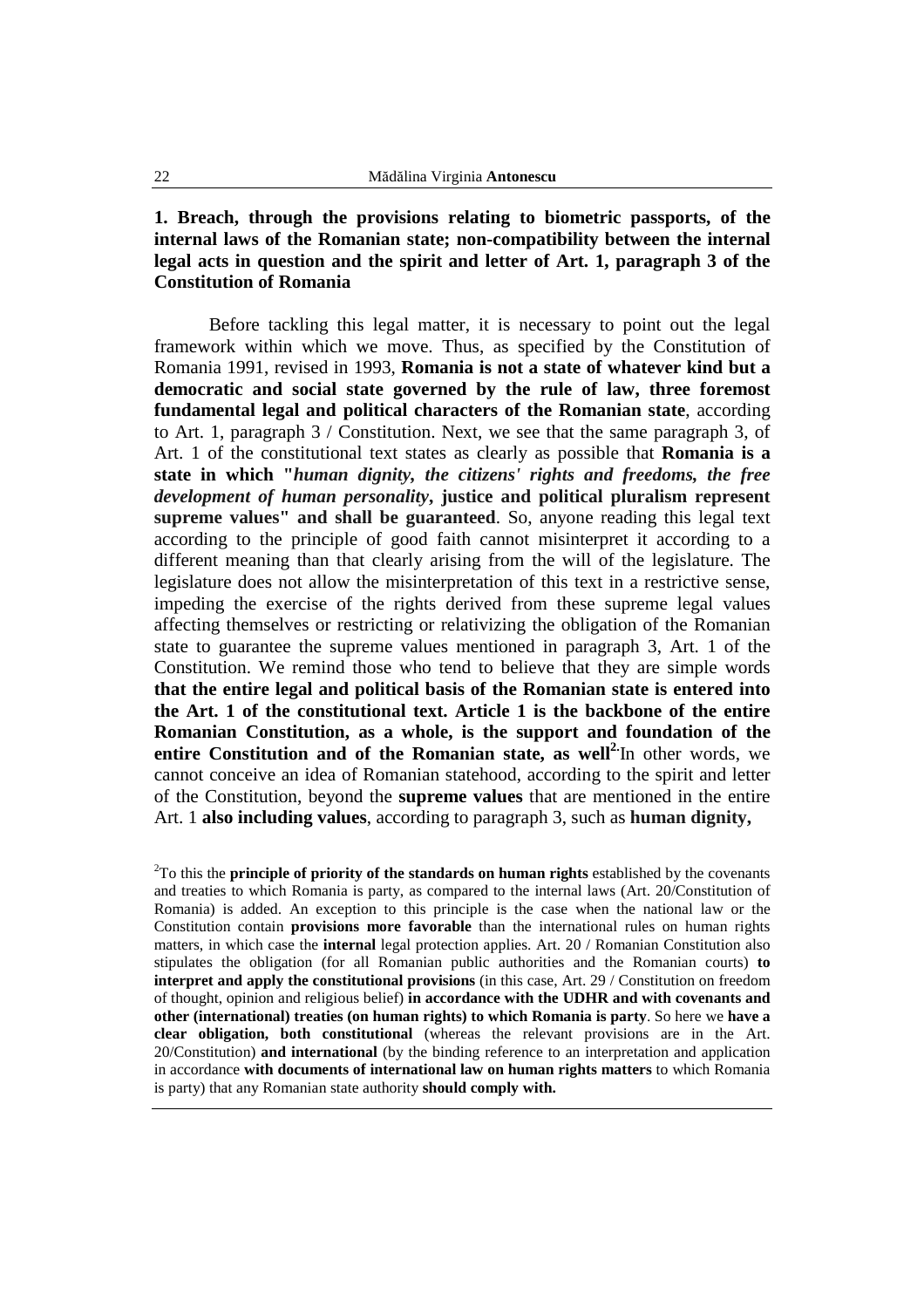## 1. Breach, through the provisions relating to biometric passports, of the internal laws of the Romanian state; non-compatibility between the internal legal acts in question and the spirit and letter of Art. 1, paragraph 3 of the Constitution of Romania

Before tackling this legal matter, it is necessary to point out the legal framework within which we move. Thus, as specified by the Constitution of Romania 1991, revised in 1993, **Romania is not a state of whatever kind but a democratic and social state governed by the rule of law, three foremost fundamental legal and political characters of the Romanian state**, according to Art. 1, paragraph 3 / Constitution. Next, we see that the same paragraph 3, of Art. 1 of the constitutional text states as clearly as possible that **Romania is a state in which "*human dignity, the citizens' rights and freedoms, the free development of human personality*, justice and political pluralism represent supreme values" and shall be guaranteed**. So, anyone reading this legal text according to the principle of good faith cannot misinterpret it according to a different meaning than that clearly arising from the will of the legislature. The legislature does not allow the misinterpretation of this text in a restrictive sense, impeding the exercise of the rights derived from these supreme legal values affecting themselves or restricting or relativizing the obligation of the Romanian state to guarantee the supreme values mentioned in paragraph 3, Art. 1 of the Constitution. We remind those who tend to believe that they are simple words **that the entire legal and political basis of the Romanian state is entered into the Art. 1 of the constitutional text. Article 1 is the backbone of the entire Romanian Constitution, as a whole, is the support and foundation of the entire Constitution and of the Romanian state, as well**[2]. In other words, we cannot conceive an idea of Romanian statehood, according to the spirit and letter of the Constitution, beyond the **supreme values** that are mentioned in the entire Art. 1 **also including values**, according to paragraph 3, such as **human dignity,**

[2]To this the **principle of priority of the standards on human rights** established by the covenants and treaties to which Romania is party, as compared to the internal laws (Art. 20/Constitution of Romania) is added. An exception to this principle is the case when the national law or the Constitution contain **provisions more favorable** than the international rules on human rights matters, in which case the **internal** legal protection applies. Art. 20 / Romanian Constitution also stipulates the obligation (for all Romanian public authorities and the Romanian courts) **to interpret and apply the constitutional provisions** (in this case, Art. 29 / Constitution on freedom of thought, opinion and religious belief) **in accordance with the UDHR and with covenants and other (international) treaties (on human rights) to which Romania is party**. So here we **have a clear obligation, both constitutional** (whereas the relevant provisions are in the Art. 20/Constitution) **and international** (by the binding reference to an interpretation and application in accordance **with documents of international law on human rights matters** to which Romania is party) that any Romanian state authority **should comply with.**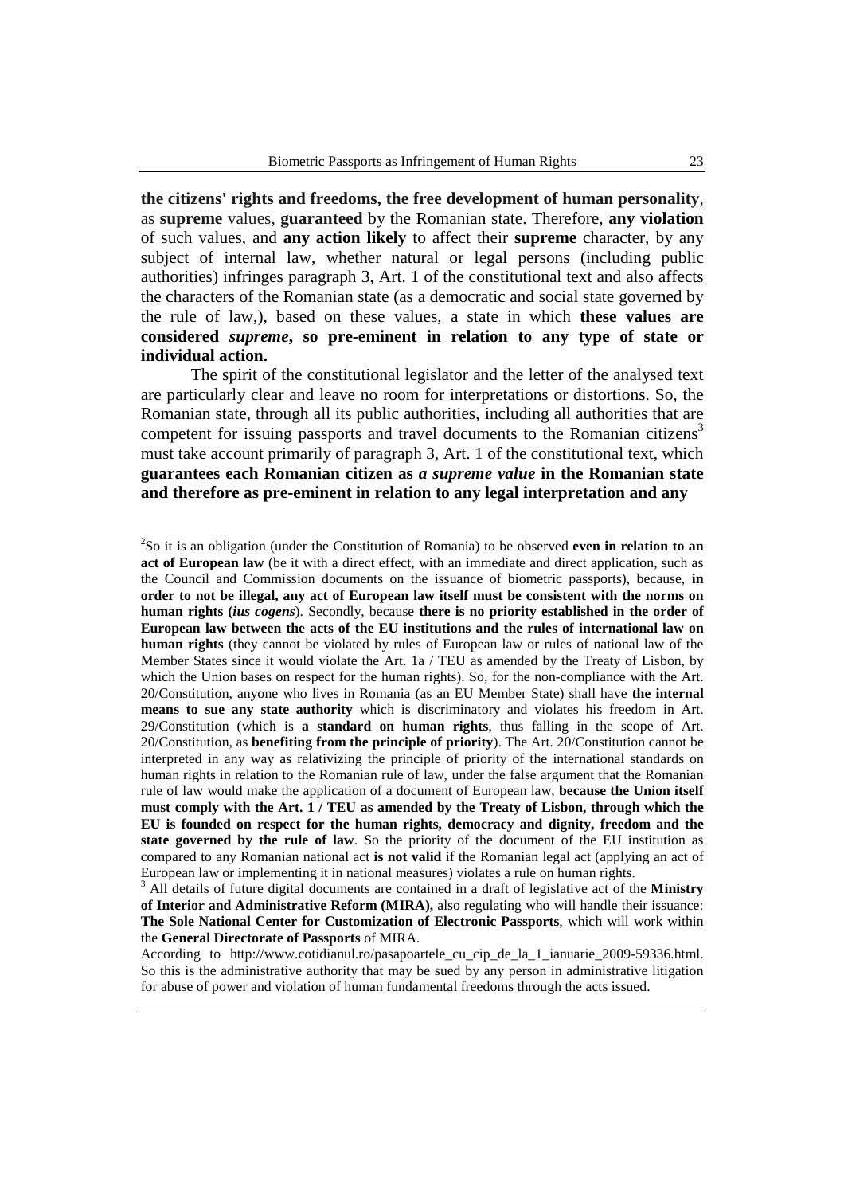**the citizens' rights and freedoms, the free development of human personality**, as **supreme** values, **guaranteed** by the Romanian state. Therefore, **any violation** of such values, and **any action likely** to affect their **supreme** character, by any subject of internal law, whether natural or legal persons (including public authorities) infringes paragraph 3, Art. 1 of the constitutional text and also affects the characters of the Romanian state (as a democratic and social state governed by the rule of law,), based on these values, a state in which **these values are considered *supreme*, so pre-eminent in relation to any type of state or individual action.**

The spirit of the constitutional legislator and the letter of the analysed text are particularly clear and leave no room for interpretations or distortions. So, the Romanian state, through all its public authorities, including all authorities that are competent for issuing passports and travel documents to the Romanian citizens[3] must take account primarily of paragraph 3, Art. 1 of the constitutional text, which **guarantees each Romanian citizen as *a supreme value* in the Romanian state and therefore as pre-eminent in relation to any legal interpretation and any**

---

[2]So it is an obligation (under the Constitution of Romania) to be observed **even in relation to an act of European law** (be it with a direct effect, with an immediate and direct application, such as the Council and Commission documents on the issuance of biometric passports), because, **in order to not be illegal, any act of European law itself must be consistent with the norms on human rights (*ius cogens*)**. Secondly, because **there is no priority established in the order of European law between the acts of the EU institutions and the rules of international law on human rights** (they cannot be violated by rules of European law or rules of national law of the Member States since it would violate the Art. 1a / TEU as amended by the Treaty of Lisbon, by which the Union bases on respect for the human rights). So, for the non-compliance with the Art. 20/Constitution, anyone who lives in Romania (as an EU Member State) shall have **the internal means to sue any state authority** which is discriminatory and violates his freedom in Art. 29/Constitution (which is **a standard on human rights**, thus falling in the scope of Art. 20/Constitution, as **benefiting from the principle of priority**). The Art. 20/Constitution cannot be interpreted in any way as relativizing the principle of priority of the international standards on human rights in relation to the Romanian rule of law, under the false argument that the Romanian rule of law would make the application of a document of European law, **because the Union itself must comply with the Art. 1 / TEU as amended by the Treaty of Lisbon, through which the EU is founded on respect for the human rights, democracy and dignity, freedom and the state governed by the rule of law**. So the priority of the document of the EU institution as compared to any Romanian national act **is not valid** if the Romanian legal act (applying an act of European law or implementing it in national measures) violates a rule on human rights.

[3] All details of future digital documents are contained in a draft of legislative act of the **Ministry of Interior and Administrative Reform (MIRA),** also regulating who will handle their issuance: **The Sole National Center for Customization of Electronic Passports**, which will work within the **General Directorate of Passports** of MIRA.

According to http://www.cotidianul.ro/pasapoartele_cu_cip_de_la_1_ianuarie_2009-59336.html. So this is the administrative authority that may be sued by any person in administrative litigation for abuse of power and violation of human fundamental freedoms through the acts issued.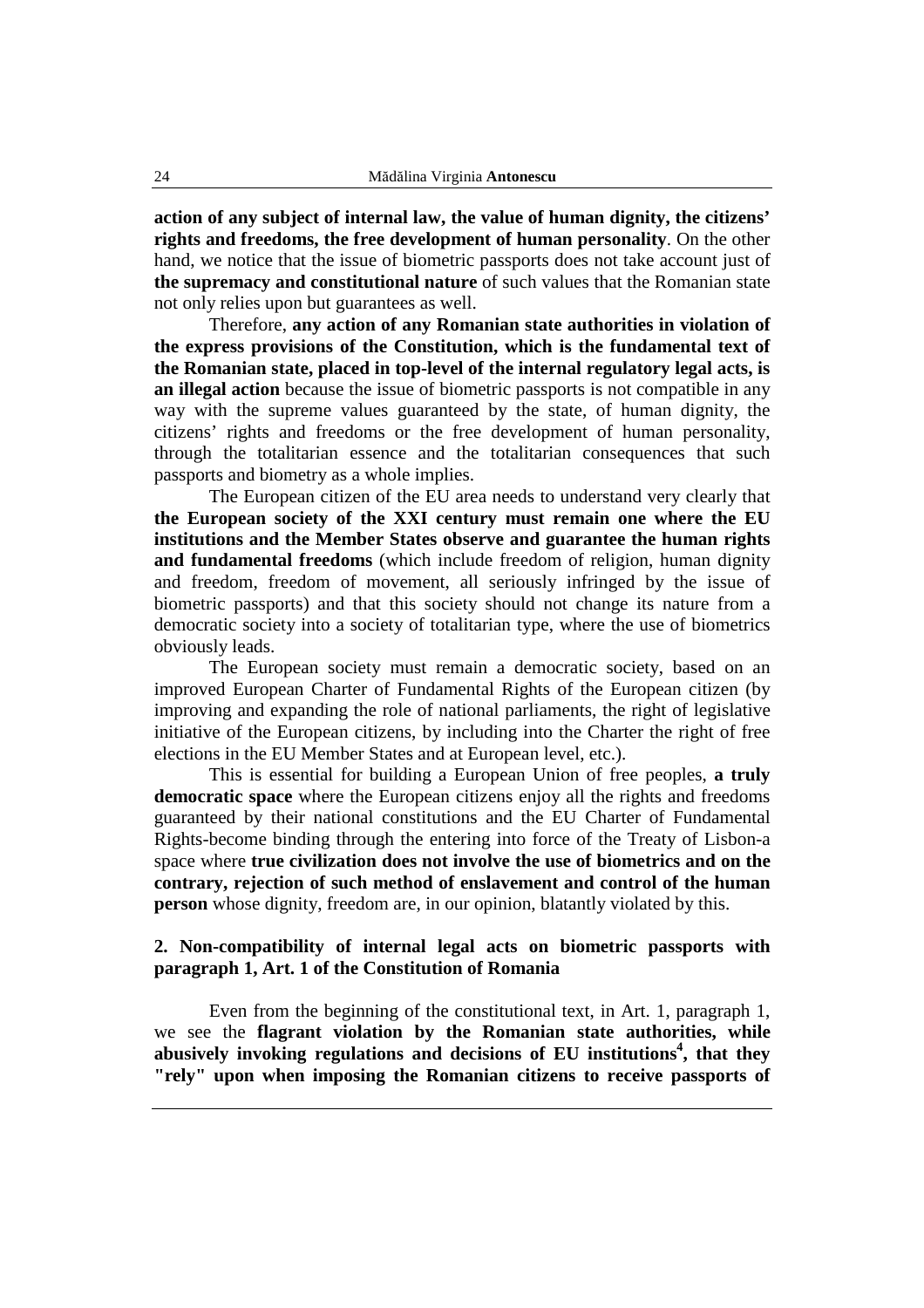**action of any subject of internal law, the value of human dignity, the citizens' rights and freedoms, the free development of human personality**. On the other hand, we notice that the issue of biometric passports does not take account just of **the supremacy and constitutional nature** of such values that the Romanian state not only relies upon but guarantees as well.

Therefore, **any action of any Romanian state authorities in violation of the express provisions of the Constitution, which is the fundamental text of the Romanian state, placed in top-level of the internal regulatory legal acts, is an illegal action** because the issue of biometric passports is not compatible in any way with the supreme values guaranteed by the state, of human dignity, the citizens' rights and freedoms or the free development of human personality, through the totalitarian essence and the totalitarian consequences that such passports and biometry as a whole implies.

The European citizen of the EU area needs to understand very clearly that **the European society of the XXI century must remain one where the EU institutions and the Member States observe and guarantee the human rights and fundamental freedoms** (which include freedom of religion, human dignity and freedom, freedom of movement, all seriously infringed by the issue of biometric passports) and that this society should not change its nature from a democratic society into a society of totalitarian type, where the use of biometrics obviously leads.

The European society must remain a democratic society, based on an improved European Charter of Fundamental Rights of the European citizen (by improving and expanding the role of national parliaments, the right of legislative initiative of the European citizens, by including into the Charter the right of free elections in the EU Member States and at European level, etc.).

This is essential for building a European Union of free peoples, **a truly democratic space** where the European citizens enjoy all the rights and freedoms guaranteed by their national constitutions and the EU Charter of Fundamental Rights-become binding through the entering into force of the Treaty of Lisbon-a space where **true civilization does not involve the use of biometrics and on the contrary, rejection of such method of enslavement and control of the human person** whose dignity, freedom are, in our opinion, blatantly violated by this.

## 2. Non-compatibility of internal legal acts on biometric passports with paragraph 1, Art. 1 of the Constitution of Romania

Even from the beginning of the constitutional text, in Art. 1, paragraph 1, we see the **flagrant violation by the Romanian state authorities, while abusively invoking regulations and decisions of EU institutions[4], that they "rely" upon when imposing the Romanian citizens to receive passports of**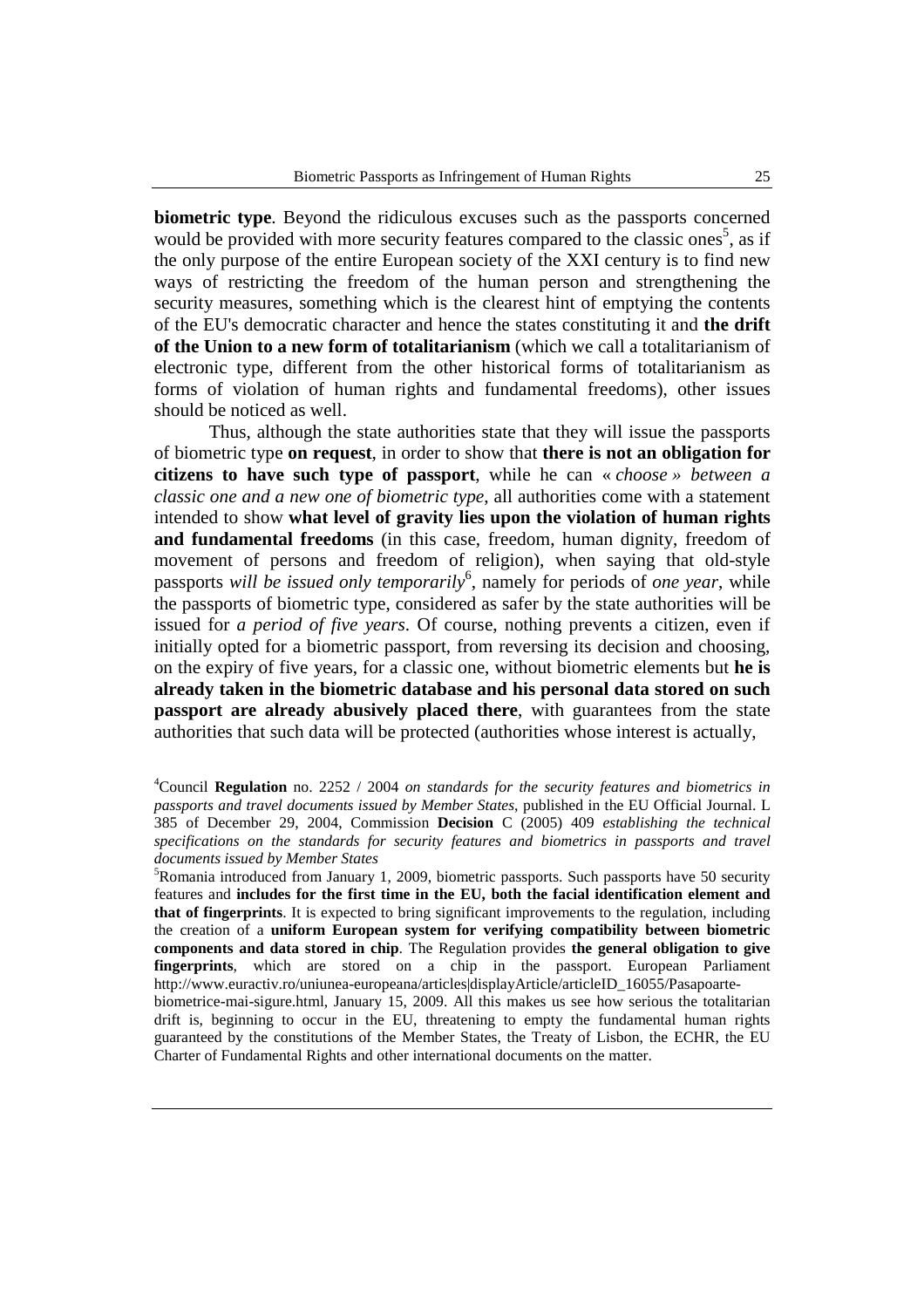**biometric type**. Beyond the ridiculous excuses such as the passports concerned would be provided with more security features compared to the classic ones[5], as if the only purpose of the entire European society of the XXI century is to find new ways of restricting the freedom of the human person and strengthening the security measures, something which is the clearest hint of emptying the contents of the EU's democratic character and hence the states constituting it and **the drift of the Union to a new form of totalitarianism** (which we call a totalitarianism of electronic type, different from the other historical forms of totalitarianism as forms of violation of human rights and fundamental freedoms), other issues should be noticed as well.

Thus, although the state authorities state that they will issue the passports of biometric type **on request**, in order to show that **there is not an obligation for citizens to have such type of passport**, while he can *« choose » between a classic one and a new one of biometric type*, all authorities come with a statement intended to show **what level of gravity lies upon the violation of human rights and fundamental freedoms** (in this case, freedom, human dignity, freedom of movement of persons and freedom of religion), when saying that old-style passports *will be issued only temporarily*[6], namely for periods of *one year*, while the passports of biometric type, considered as safer by the state authorities will be issued for *a period of five years*. Of course, nothing prevents a citizen, even if initially opted for a biometric passport, from reversing its decision and choosing, on the expiry of five years, for a classic one, without biometric elements but **he is already taken in the biometric database and his personal data stored on such passport are already abusively placed there**, with guarantees from the state authorities that such data will be protected (authorities whose interest is actually,

---

[4]Council **Regulation** no. 2252 / 2004 *on standards for the security features and biometrics in passports and travel documents issued by Member States*, published in the EU Official Journal. L 385 of December 29, 2004, Commission **Decision** C (2005) 409 *establishing the technical specifications on the standards for security features and biometrics in passports and travel documents issued by Member States*

[5]Romania introduced from January 1, 2009, biometric passports. Such passports have 50 security features and **includes for the first time in the EU, both the facial identification element and that of fingerprints**. It is expected to bring significant improvements to the regulation, including the creation of a **uniform European system for verifying compatibility between biometric components and data stored in chip**. The Regulation provides **the general obligation to give fingerprints**, which are stored on a chip in the passport. European Parliament http://www.euractiv.ro/uniunea-europeana/articles|displayArticle/articleID_16055/Pasapoarte-biometrice-mai-sigure.html, January 15, 2009. All this makes us see how serious the totalitarian drift is, beginning to occur in the EU, threatening to empty the fundamental human rights guaranteed by the constitutions of the Member States, the Treaty of Lisbon, the ECHR, the EU Charter of Fundamental Rights and other international documents on the matter.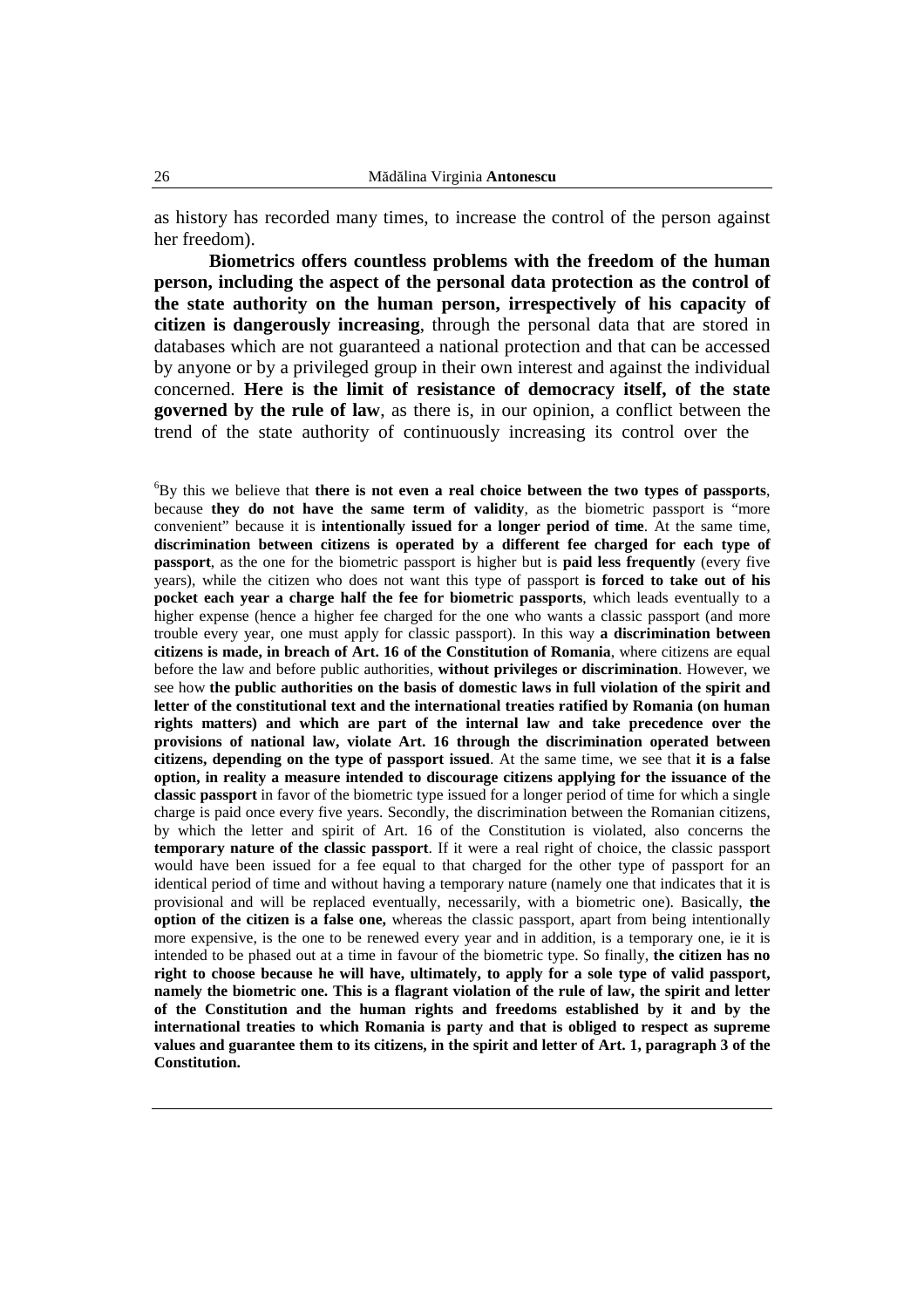as history has recorded many times, to increase the control of the person against her freedom).

**Biometrics offers countless problems with the freedom of the human person, including the aspect of the personal data protection as the control of the state authority on the human person, irrespectively of his capacity of citizen is dangerously increasing**, through the personal data that are stored in databases which are not guaranteed a national protection and that can be accessed by anyone or by a privileged group in their own interest and against the individual concerned. **Here is the limit of resistance of democracy itself, of the state governed by the rule of law**, as there is, in our opinion, a conflict between the trend of the state authority of continuously increasing its control over the

---

[6]By this we believe that **there is not even a real choice between the two types of passports**, because **they do not have the same term of validity**, as the biometric passport is "more convenient" because it is **intentionally issued for a longer period of time**. At the same time, **discrimination between citizens is operated by a different fee charged for each type of passport**, as the one for the biometric passport is higher but is **paid less frequently** (every five years), while the citizen who does not want this type of passport **is forced to take out of his pocket each year a charge half the fee for biometric passports**, which leads eventually to a higher expense (hence a higher fee charged for the one who wants a classic passport (and more trouble every year, one must apply for classic passport). In this way **a discrimination between citizens is made, in breach of Art. 16 of the Constitution of Romania**, where citizens are equal before the law and before public authorities, **without privileges or discrimination**. However, we see how **the public authorities on the basis of domestic laws in full violation of the spirit and letter of the constitutional text and the international treaties ratified by Romania (on human rights matters) and which are part of the internal law and take precedence over the provisions of national law, violate Art. 16 through the discrimination operated between citizens, depending on the type of passport issued**. At the same time, we see that **it is a false option, in reality a measure intended to discourage citizens applying for the issuance of the classic passport** in favor of the biometric type issued for a longer period of time for which a single charge is paid once every five years. Secondly, the discrimination between the Romanian citizens, by which the letter and spirit of Art. 16 of the Constitution is violated, also concerns the **temporary nature of the classic passport**. If it were a real right of choice, the classic passport would have been issued for a fee equal to that charged for the other type of passport for an identical period of time and without having a temporary nature (namely one that indicates that it is provisional and will be replaced eventually, necessarily, with a biometric one). Basically, **the option of the citizen is a false one,** whereas the classic passport, apart from being intentionally more expensive, is the one to be renewed every year and in addition, is a temporary one, ie it is intended to be phased out at a time in favour of the biometric type. So finally, **the citizen has no right to choose because he will have, ultimately, to apply for a sole type of valid passport, namely the biometric one. This is a flagrant violation of the rule of law, the spirit and letter of the Constitution and the human rights and freedoms established by it and by the international treaties to which Romania is party and that is obliged to respect as supreme values and guarantee them to its citizens, in the spirit and letter of Art. 1, paragraph 3 of the Constitution.**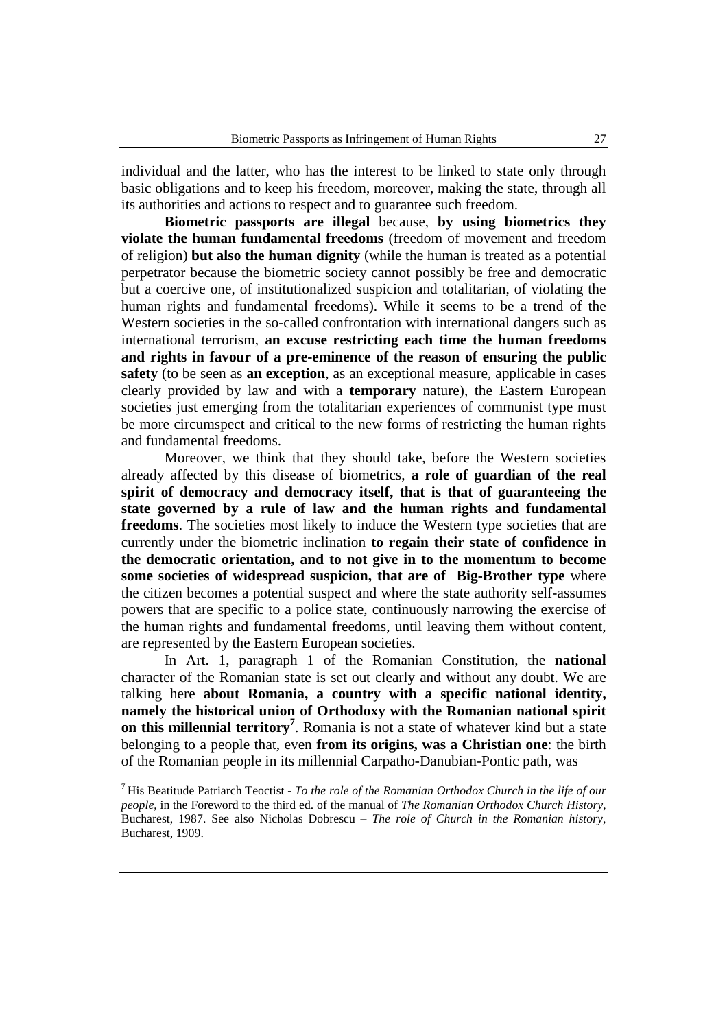individual and the latter, who has the interest to be linked to state only through basic obligations and to keep his freedom, moreover, making the state, through all its authorities and actions to respect and to guarantee such freedom.

**Biometric passports are illegal** because, **by using biometrics they violate the human fundamental freedoms** (freedom of movement and freedom of religion) **but also the human dignity** (while the human is treated as a potential perpetrator because the biometric society cannot possibly be free and democratic but a coercive one, of institutionalized suspicion and totalitarian, of violating the human rights and fundamental freedoms). While it seems to be a trend of the Western societies in the so-called confrontation with international dangers such as international terrorism, **an excuse restricting each time the human freedoms and rights in favour of a pre-eminence of the reason of ensuring the public safety** (to be seen as **an exception**, as an exceptional measure, applicable in cases clearly provided by law and with a **temporary** nature), the Eastern European societies just emerging from the totalitarian experiences of communist type must be more circumspect and critical to the new forms of restricting the human rights and fundamental freedoms.

Moreover, we think that they should take, before the Western societies already affected by this disease of biometrics, **a role of guardian of the real spirit of democracy and democracy itself, that is that of guaranteeing the state governed by a rule of law and the human rights and fundamental freedoms**. The societies most likely to induce the Western type societies that are currently under the biometric inclination **to regain their state of confidence in the democratic orientation, and to not give in to the momentum to become some societies of widespread suspicion, that are of Big-Brother type** where the citizen becomes a potential suspect and where the state authority self-assumes powers that are specific to a police state, continuously narrowing the exercise of the human rights and fundamental freedoms, until leaving them without content, are represented by the Eastern European societies.

In Art. 1, paragraph 1 of the Romanian Constitution, the **national** character of the Romanian state is set out clearly and without any doubt. We are talking here **about Romania, a country with a specific national identity, namely the historical union of Orthodoxy with the Romanian national spirit on this millennial territory**[7]. Romania is not a state of whatever kind but a state belonging to a people that, even **from its origins, was a Christian one**: the birth of the Romanian people in its millennial Carpatho-Danubian-Pontic path, was

[7] His Beatitude Patriarch Teoctist - *To the role of the Romanian Orthodox Church in the life of our people*, in the Foreword to the third ed. of the manual of *The Romanian Orthodox Church History*, Bucharest, 1987. See also Nicholas Dobrescu – *The role of Church in the Romanian history*, Bucharest, 1909.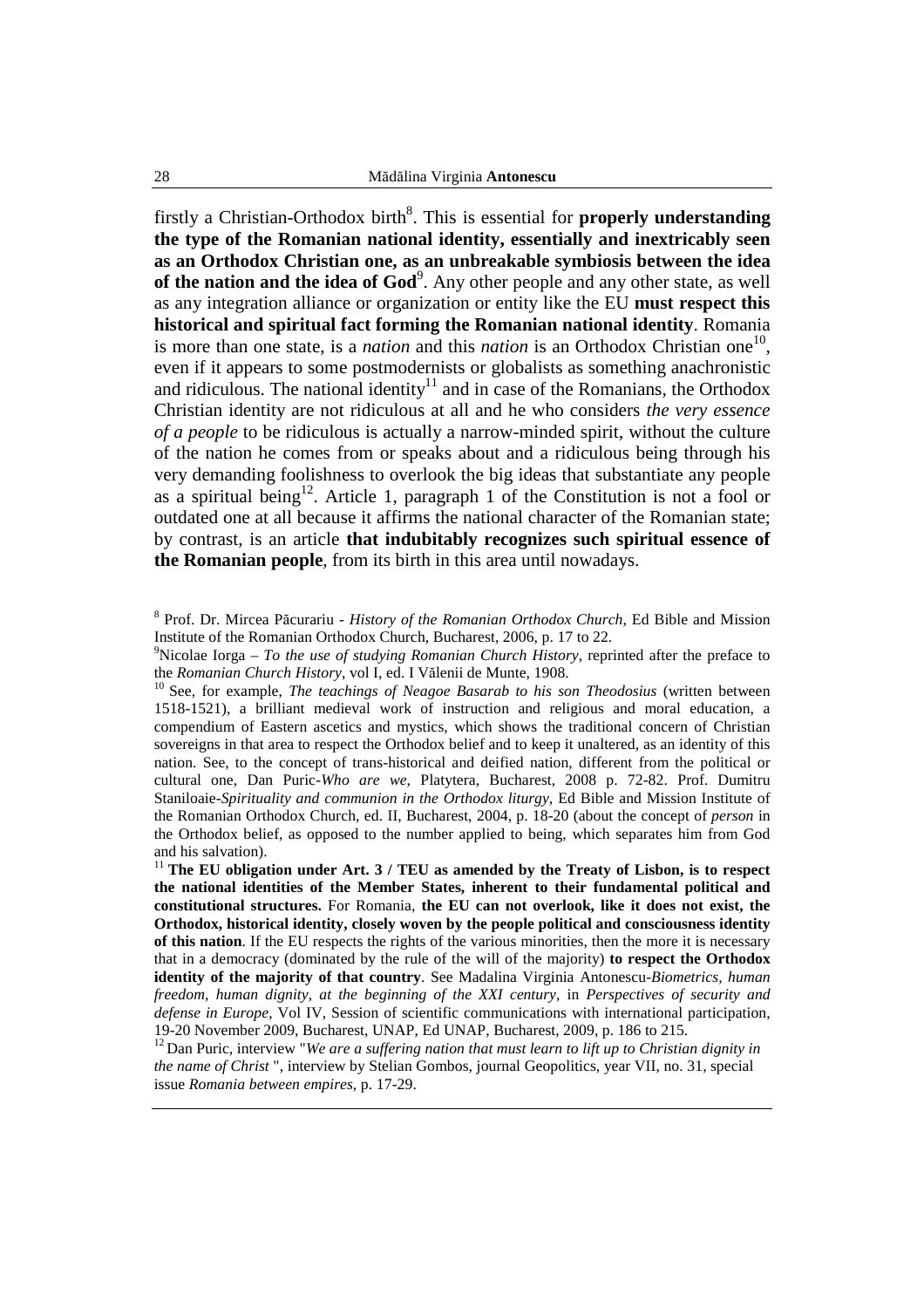firstly a Christian-Orthodox birth[8]. This is essential for **properly understanding the type of the Romanian national identity, essentially and inextricably seen as an Orthodox Christian one, as an unbreakable symbiosis between the idea of the nation and the idea of God**[9]. Any other people and any other state, as well as any integration alliance or organization or entity like the EU **must respect this historical and spiritual fact forming the Romanian national identity**. Romania is more than one state, is a *nation* and this *nation* is an Orthodox Christian one[10], even if it appears to some postmodernists or globalists as something anachronistic and ridiculous. The national identity[11] and in case of the Romanians, the Orthodox Christian identity are not ridiculous at all and he who considers *the very essence of a people* to be ridiculous is actually a narrow-minded spirit, without the culture of the nation he comes from or speaks about and a ridiculous being through his very demanding foolishness to overlook the big ideas that substantiate any people as a spiritual being[12]. Article 1, paragraph 1 of the Constitution is not a fool or outdated one at all because it affirms the national character of the Romanian state; by contrast, is an article **that indubitably recognizes such spiritual essence of the Romanian people**, from its birth in this area until nowadays.

---

[8] Prof. Dr. Mircea Păcurariu - *History of the Romanian Orthodox Church*, Ed Bible and Mission Institute of the Romanian Orthodox Church, Bucharest, 2006, p. 17 to 22.

[9] Nicolae Iorga – *To the use of studying Romanian Church History*, reprinted after the preface to the *Romanian Church History*, vol I, ed. I Vălenii de Munte, 1908.

[10] See, for example, *The teachings of Neagoe Basarab to his son Theodosius* (written between 1518-1521), a brilliant medieval work of instruction and religious and moral education, a compendium of Eastern ascetics and mystics, which shows the traditional concern of Christian sovereigns in that area to respect the Orthodox belief and to keep it unaltered, as an identity of this nation. See, to the concept of trans-historical and deified nation, different from the political or cultural one, Dan Puric-*Who are we*, Platytera, Bucharest, 2008 p. 72-82. Prof. Dumitru Staniloaie-*Spirituality and communion in the Orthodox liturgy*, Ed Bible and Mission Institute of the Romanian Orthodox Church, ed. II, Bucharest, 2004, p. 18-20 (about the concept of *person* in the Orthodox belief, as opposed to the number applied to being, which separates him from God and his salvation).

[11] **The EU obligation under Art. 3 / TEU as amended by the Treaty of Lisbon, is to respect the national identities of the Member States, inherent to their fundamental political and constitutional structures.** For Romania, **the EU can not overlook, like it does not exist, the Orthodox, historical identity, closely woven by the people political and consciousness identity of this nation**. If the EU respects the rights of the various minorities, then the more it is necessary that in a democracy (dominated by the rule of the will of the majority) **to respect the Orthodox identity of the majority of that country**. See Madalina Virginia Antonescu-*Biometrics, human freedom, human dignity, at the beginning of the XXI century*, in *Perspectives of security and defense in Europe*, Vol IV, Session of scientific communications with international participation, 19-20 November 2009, Bucharest, UNAP, Ed UNAP, Bucharest, 2009, p. 186 to 215.

[12] Dan Puric, interview "*We are a suffering nation that must learn to lift up to Christian dignity in the name of Christ* ", interview by Stelian Gombos, journal Geopolitics, year VII, no. 31, special issue *Romania between empires*, p. 17-29.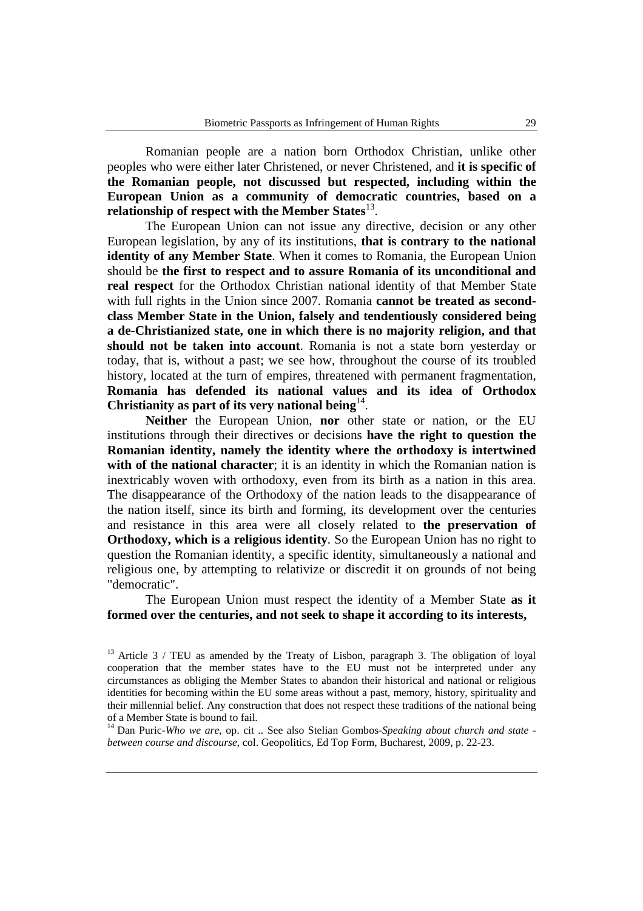Romanian people are a nation born Orthodox Christian, unlike other peoples who were either later Christened, or never Christened, and **it is specific of the Romanian people, not discussed but respected, including within the European Union as a community of democratic countries, based on a relationship of respect with the Member States**[13].

The European Union can not issue any directive, decision or any other European legislation, by any of its institutions, **that is contrary to the national identity of any Member State**. When it comes to Romania, the European Union should be **the first to respect and to assure Romania of its unconditional and real respect** for the Orthodox Christian national identity of that Member State with full rights in the Union since 2007. Romania **cannot be treated as second-class Member State in the Union, falsely and tendentiously considered being a de-Christianized state, one in which there is no majority religion, and that should not be taken into account**. Romania is not a state born yesterday or today, that is, without a past; we see how, throughout the course of its troubled history, located at the turn of empires, threatened with permanent fragmentation, **Romania has defended its national values and its idea of Orthodox Christianity as part of its very national being**[14].

**Neither** the European Union, **nor** other state or nation, or the EU institutions through their directives or decisions **have the right to question the Romanian identity, namely the identity where the orthodoxy is intertwined with of the national character**; it is an identity in which the Romanian nation is inextricably woven with orthodoxy, even from its birth as a nation in this area. The disappearance of the Orthodoxy of the nation leads to the disappearance of the nation itself, since its birth and forming, its development over the centuries and resistance in this area were all closely related to **the preservation of Orthodoxy, which is a religious identity**. So the European Union has no right to question the Romanian identity, a specific identity, simultaneously a national and religious one, by attempting to relativize or discredit it on grounds of not being "democratic".

The European Union must respect the identity of a Member State **as it formed over the centuries, and not seek to shape it according to its interests,**

---

[13] Article 3 / TEU as amended by the Treaty of Lisbon, paragraph 3. The obligation of loyal cooperation that the member states have to the EU must not be interpreted under any circumstances as obliging the Member States to abandon their historical and national or religious identities for becoming within the EU some areas without a past, memory, history, spirituality and their millennial belief. Any construction that does not respect these traditions of the national being of a Member State is bound to fail.

[14] Dan Puric-*Who we are*, op. cit .. See also Stelian Gombos-*Speaking about church and state - between course and discourse*, col. Geopolitics, Ed Top Form, Bucharest, 2009, p. 22-23.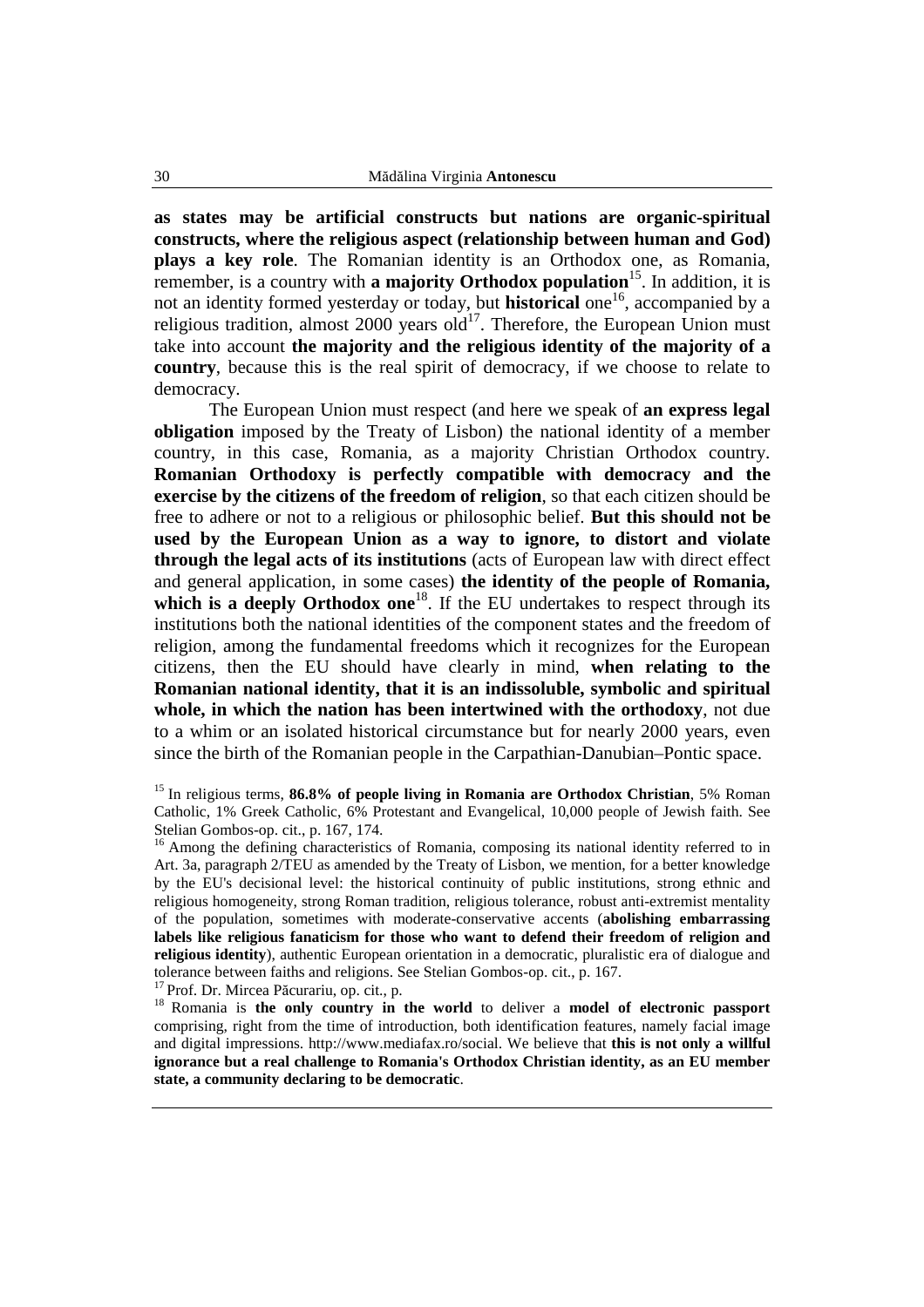**as states may be artificial constructs but nations are organic-spiritual constructs, where the religious aspect (relationship between human and God) plays a key role**. The Romanian identity is an Orthodox one, as Romania, remember, is a country with **a majority Orthodox population**[15]. In addition, it is not an identity formed yesterday or today, but **historical** one[16], accompanied by a religious tradition, almost 2000 years old[17]. Therefore, the European Union must take into account **the majority and the religious identity of the majority of a country**, because this is the real spirit of democracy, if we choose to relate to democracy.

The European Union must respect (and here we speak of **an express legal obligation** imposed by the Treaty of Lisbon) the national identity of a member country, in this case, Romania, as a majority Christian Orthodox country. **Romanian Orthodoxy is perfectly compatible with democracy and the exercise by the citizens of the freedom of religion**, so that each citizen should be free to adhere or not to a religious or philosophic belief. **But this should not be used by the European Union as a way to ignore, to distort and violate through the legal acts of its institutions** (acts of European law with direct effect and general application, in some cases) **the identity of the people of Romania, which is a deeply Orthodox one**[18]. If the EU undertakes to respect through its institutions both the national identities of the component states and the freedom of religion, among the fundamental freedoms which it recognizes for the European citizens, then the EU should have clearly in mind, **when relating to the Romanian national identity, that it is an indissoluble, symbolic and spiritual whole, in which the nation has been intertwined with the orthodoxy**, not due to a whim or an isolated historical circumstance but for nearly 2000 years, even since the birth of the Romanian people in the Carpathian-Danubian–Pontic space.

---

[15] In religious terms, **86.8% of people living in Romania are Orthodox Christian**, 5% Roman Catholic, 1% Greek Catholic, 6% Protestant and Evangelical, 10,000 people of Jewish faith. See Stelian Gombos-op. cit., p. 167, 174.

[16] Among the defining characteristics of Romania, composing its national identity referred to in Art. 3a, paragraph 2/TEU as amended by the Treaty of Lisbon, we mention, for a better knowledge by the EU's decisional level: the historical continuity of public institutions, strong ethnic and religious homogeneity, strong Roman tradition, religious tolerance, robust anti-extremist mentality of the population, sometimes with moderate-conservative accents (**abolishing embarrassing labels like religious fanaticism for those who want to defend their freedom of religion and religious identity**), authentic European orientation in a democratic, pluralistic era of dialogue and tolerance between faiths and religions. See Stelian Gombos-op. cit., p. 167.

[17] Prof. Dr. Mircea Păcurariu, op. cit., p.

[18] Romania is **the only country in the world** to deliver a **model of electronic passport** comprising, right from the time of introduction, both identification features, namely facial image and digital impressions. http://www.mediafax.ro/social. We believe that **this is not only a willful ignorance but a real challenge to Romania's Orthodox Christian identity, as an EU member state, a community declaring to be democratic**.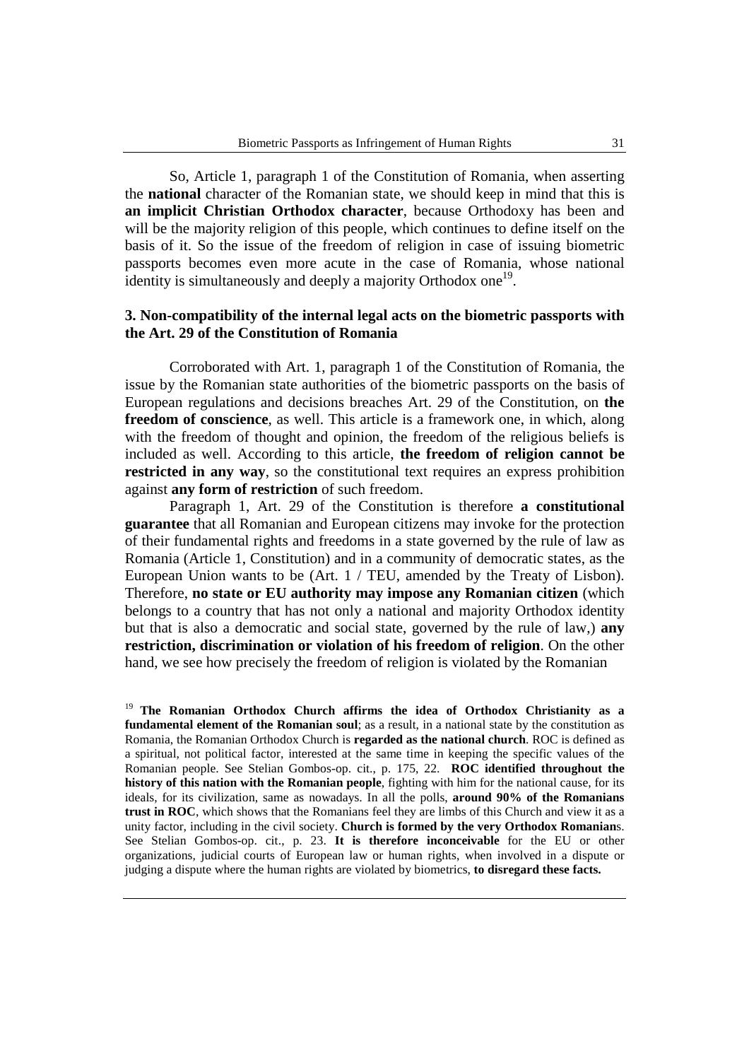So, Article 1, paragraph 1 of the Constitution of Romania, when asserting the **national** character of the Romanian state, we should keep in mind that this is **an implicit Christian Orthodox character**, because Orthodoxy has been and will be the majority religion of this people, which continues to define itself on the basis of it. So the issue of the freedom of religion in case of issuing biometric passports becomes even more acute in the case of Romania, whose national identity is simultaneously and deeply a majority Orthodox one[19].

### 3. Non-compatibility of the internal legal acts on the biometric passports with the Art. 29 of the Constitution of Romania

Corroborated with Art. 1, paragraph 1 of the Constitution of Romania, the issue by the Romanian state authorities of the biometric passports on the basis of European regulations and decisions breaches Art. 29 of the Constitution, on **the freedom of conscience**, as well. This article is a framework one, in which, along with the freedom of thought and opinion, the freedom of the religious beliefs is included as well. According to this article, **the freedom of religion cannot be restricted in any way**, so the constitutional text requires an express prohibition against **any form of restriction** of such freedom.

Paragraph 1, Art. 29 of the Constitution is therefore **a constitutional guarantee** that all Romanian and European citizens may invoke for the protection of their fundamental rights and freedoms in a state governed by the rule of law as Romania (Article 1, Constitution) and in a community of democratic states, as the European Union wants to be (Art. 1 / TEU, amended by the Treaty of Lisbon). Therefore, **no state or EU authority may impose any Romanian citizen** (which belongs to a country that has not only a national and majority Orthodox identity but that is also a democratic and social state, governed by the rule of law,) **any restriction, discrimination or violation of his freedom of religion**. On the other hand, we see how precisely the freedom of religion is violated by the Romanian

---

[19] **The Romanian Orthodox Church affirms the idea of Orthodox Christianity as a fundamental element of the Romanian soul**; as a result, in a national state by the constitution as Romania, the Romanian Orthodox Church is **regarded as the national church**. ROC is defined as a spiritual, not political factor, interested at the same time in keeping the specific values of the Romanian people. See Stelian Gombos-op. cit., p. 175, 22. **ROC identified throughout the history of this nation with the Romanian people**, fighting with him for the national cause, for its ideals, for its civilization, same as nowadays. In all the polls, **around 90% of the Romanians trust in ROC**, which shows that the Romanians feel they are limbs of this Church and view it as a unity factor, including in the civil society. **Church is formed by the very Orthodox Romanian**s. See Stelian Gombos-op. cit., p. 23. **It is therefore inconceivable** for the EU or other organizations, judicial courts of European law or human rights, when involved in a dispute or judging a dispute where the human rights are violated by biometrics, **to disregard these facts.**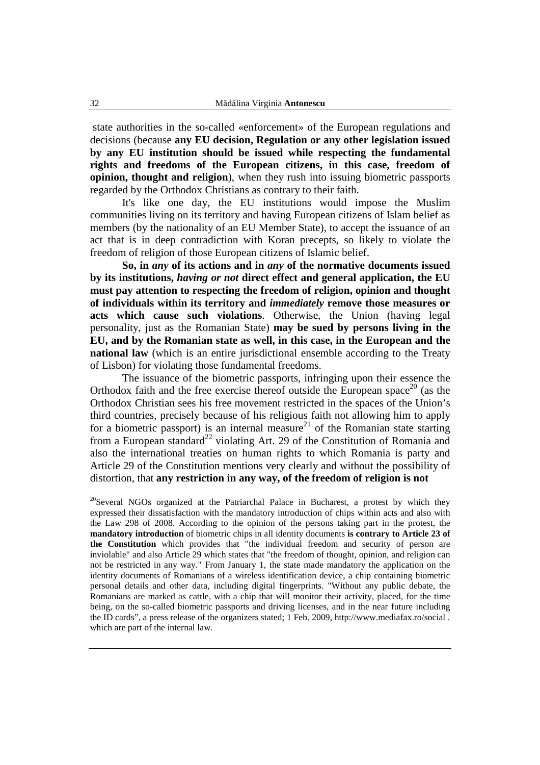state authorities in the so-called «enforcement» of the European regulations and decisions (because **any EU decision, Regulation or any other legislation issued by any EU institution should be issued while respecting the fundamental rights and freedoms of the European citizens, in this case, freedom of opinion, thought and religion**), when they rush into issuing biometric passports regarded by the Orthodox Christians as contrary to their faith.

It's like one day, the EU institutions would impose the Muslim communities living on its territory and having European citizens of Islam belief as members (by the nationality of an EU Member State), to accept the issuance of an act that is in deep contradiction with Koran precepts, so likely to violate the freedom of religion of those European citizens of Islamic belief.

**So, in *any* of its actions and in *any* of the normative documents issued by its institutions, *having or not* direct effect and general application, the EU must pay attention to respecting the freedom of religion, opinion and thought of individuals within its territory and *immediately* remove those measures or acts which cause such violations**. Otherwise, the Union (having legal personality, just as the Romanian State) **may be sued by persons living in the EU, and by the Romanian state as well, in this case, in the European and the national law** (which is an entire jurisdictional ensemble according to the Treaty of Lisbon) for violating those fundamental freedoms.

The issuance of the biometric passports, infringing upon their essence the Orthodox faith and the free exercise thereof outside the European space[20] (as the Orthodox Christian sees his free movement restricted in the spaces of the Union's third countries, precisely because of his religious faith not allowing him to apply for a biometric passport) is an internal measure[21] of the Romanian state starting from a European standard[22] violating Art. 29 of the Constitution of Romania and also the international treaties on human rights to which Romania is party and Article 29 of the Constitution mentions very clearly and without the possibility of distortion, that **any restriction in any way, of the freedom of religion is not**

[20]Several NGOs organized at the Patriarchal Palace in Bucharest, a protest by which they expressed their dissatisfaction with the mandatory introduction of chips within acts and also with the Law 298 of 2008. According to the opinion of the persons taking part in the protest, the **mandatory introduction** of biometric chips in all identity documents **is contrary to Article 23 of the Constitution** which provides that "the individual freedom and security of person are inviolable" and also Article 29 which states that "the freedom of thought, opinion, and religion can not be restricted in any way." From January 1, the state made mandatory the application on the identity documents of Romanians of a wireless identification device, a chip containing biometric personal details and other data, including digital fingerprints. "Without any public debate, the Romanians are marked as cattle, with a chip that will monitor their activity, placed, for the time being, on the so-called biometric passports and driving licenses, and in the near future including the ID cards", a press release of the organizers stated; 1 Feb. 2009, http://www.mediafax.ro/social . which are part of the internal law.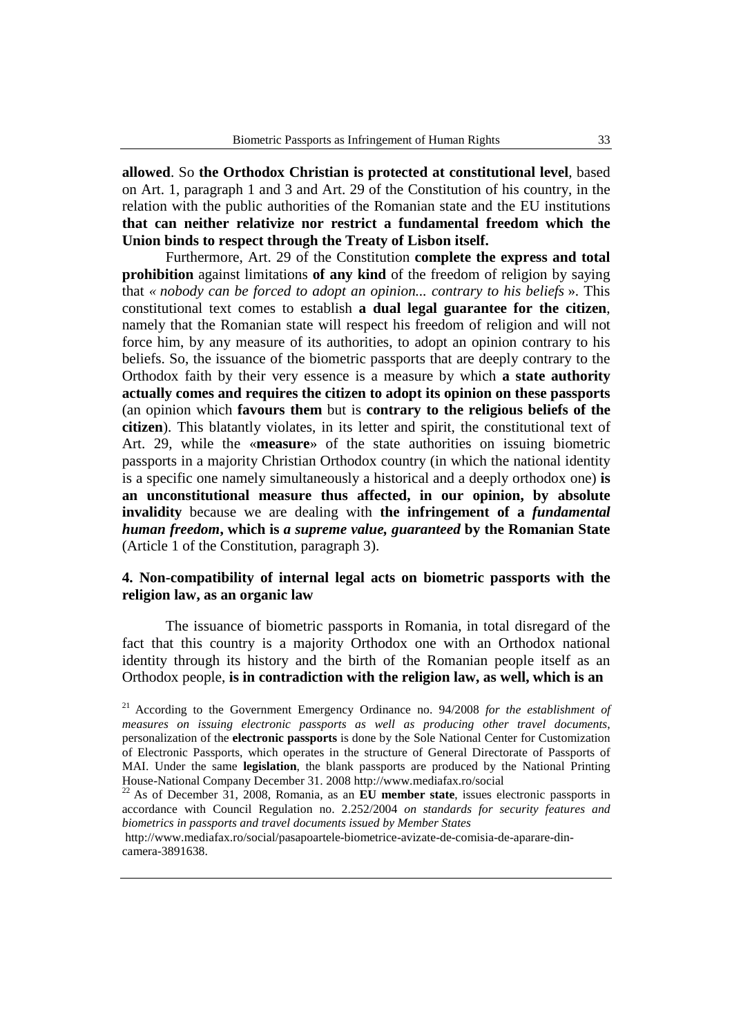**allowed**. So **the Orthodox Christian is protected at constitutional level**, based on Art. 1, paragraph 1 and 3 and Art. 29 of the Constitution of his country, in the relation with the public authorities of the Romanian state and the EU institutions **that can neither relativize nor restrict a fundamental freedom which the Union binds to respect through the Treaty of Lisbon itself.**

Furthermore, Art. 29 of the Constitution **complete the express and total prohibition** against limitations **of any kind** of the freedom of religion by saying that *« nobody can be forced to adopt an opinion... contrary to his beliefs »*. This constitutional text comes to establish **a dual legal guarantee for the citizen**, namely that the Romanian state will respect his freedom of religion and will not force him, by any measure of its authorities, to adopt an opinion contrary to his beliefs. So, the issuance of the biometric passports that are deeply contrary to the Orthodox faith by their very essence is a measure by which **a state authority actually comes and requires the citizen to adopt its opinion on these passports** (an opinion which **favours them** but is **contrary to the religious beliefs of the citizen**). This blatantly violates, in its letter and spirit, the constitutional text of Art. 29, while the «**measure**» of the state authorities on issuing biometric passports in a majority Christian Orthodox country (in which the national identity is a specific one namely simultaneously a historical and a deeply orthodox one) **is an unconstitutional measure thus affected, in our opinion, by absolute invalidity** because we are dealing with **the infringement of a *fundamental human freedom*, which is *a supreme value, guaranteed* by the Romanian State** (Article 1 of the Constitution, paragraph 3).

## 4. Non-compatibility of internal legal acts on biometric passports with the religion law, as an organic law

The issuance of biometric passports in Romania, in total disregard of the fact that this country is a majority Orthodox one with an Orthodox national identity through its history and the birth of the Romanian people itself as an Orthodox people, **is in contradiction with the religion law, as well, which is an**

---

[21] According to the Government Emergency Ordinance no. 94/2008 *for the establishment of measures on issuing electronic passports as well as producing other travel documents*, personalization of the **electronic passports** is done by the Sole National Center for Customization of Electronic Passports, which operates in the structure of General Directorate of Passports of MAI. Under the same **legislation**, the blank passports are produced by the National Printing House-National Company December 31. 2008 http://www.mediafax.ro/social

[22] As of December 31, 2008, Romania, as an **EU member state**, issues electronic passports in accordance with Council Regulation no. 2.252/2004 *on standards for security features and biometrics in passports and travel documents issued by Member States*
http://www.mediafax.ro/social/pasapoartele-biometrice-avizate-de-comisia-de-aparare-din-camera-3891638.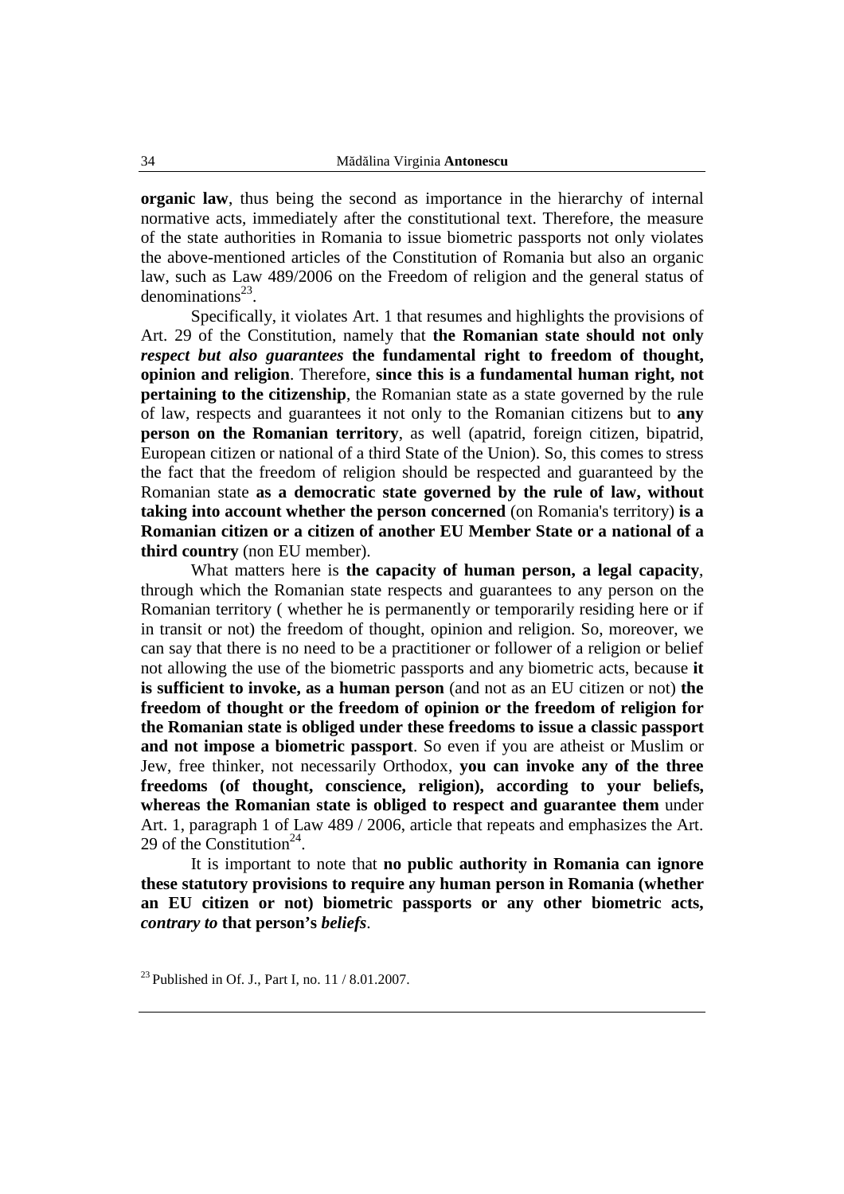**organic law**, thus being the second as importance in the hierarchy of internal normative acts, immediately after the constitutional text. Therefore, the measure of the state authorities in Romania to issue biometric passports not only violates the above-mentioned articles of the Constitution of Romania but also an organic law, such as Law 489/2006 on the Freedom of religion and the general status of denominations[23].

Specifically, it violates Art. 1 that resumes and highlights the provisions of Art. 29 of the Constitution, namely that **the Romanian state should not only *respect but also guarantees* the fundamental right to freedom of thought, opinion and religion**. Therefore, **since this is a fundamental human right, not pertaining to the citizenship**, the Romanian state as a state governed by the rule of law, respects and guarantees it not only to the Romanian citizens but to **any person on the Romanian territory**, as well (apatrid, foreign citizen, bipatrid, European citizen or national of a third State of the Union). So, this comes to stress the fact that the freedom of religion should be respected and guaranteed by the Romanian state **as a democratic state governed by the rule of law, without taking into account whether the person concerned** (on Romania's territory) **is a Romanian citizen or a citizen of another EU Member State or a national of a third country** (non EU member).

What matters here is **the capacity of human person, a legal capacity**, through which the Romanian state respects and guarantees to any person on the Romanian territory ( whether he is permanently or temporarily residing here or if in transit or not) the freedom of thought, opinion and religion. So, moreover, we can say that there is no need to be a practitioner or follower of a religion or belief not allowing the use of the biometric passports and any biometric acts, because **it is sufficient to invoke, as a human person** (and not as an EU citizen or not) **the freedom of thought or the freedom of opinion or the freedom of religion for the Romanian state is obliged under these freedoms to issue a classic passport and not impose a biometric passport**. So even if you are atheist or Muslim or Jew, free thinker, not necessarily Orthodox, **you can invoke any of the three freedoms (of thought, conscience, religion), according to your beliefs, whereas the Romanian state is obliged to respect and guarantee them** under Art. 1, paragraph 1 of Law 489 / 2006, article that repeats and emphasizes the Art. 29 of the Constitution[24].

It is important to note that **no public authority in Romania can ignore these statutory provisions to require any human person in Romania (whether an EU citizen or not) biometric passports or any other biometric acts, *contrary to* that person's *beliefs***.

[23] Published in Of. J., Part I, no. 11 / 8.01.2007.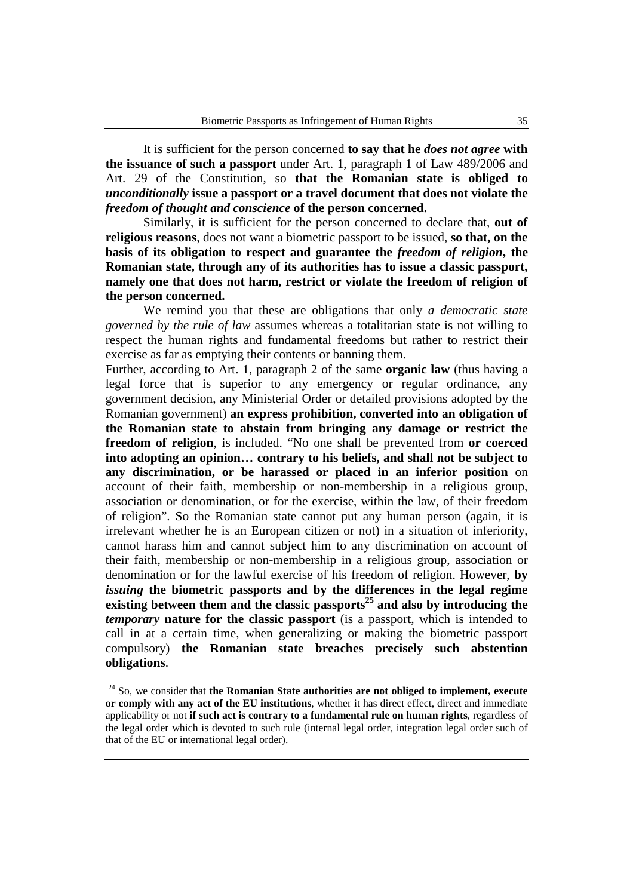It is sufficient for the person concerned **to say that he *does not agree* with the issuance of such a passport** under Art. 1, paragraph 1 of Law 489/2006 and Art. 29 of the Constitution, so **that the Romanian state is obliged to *unconditionally* issue a passport or a travel document that does not violate the *freedom of thought and conscience* of the person concerned.**

Similarly, it is sufficient for the person concerned to declare that, **out of religious reasons**, does not want a biometric passport to be issued, **so that, on the basis of its obligation to respect and guarantee the *freedom of religion*, the Romanian state, through any of its authorities has to issue a classic passport, namely one that does not harm, restrict or violate the freedom of religion of the person concerned.**

We remind you that these are obligations that only *a democratic state governed by the rule of law* assumes whereas a totalitarian state is not willing to respect the human rights and fundamental freedoms but rather to restrict their exercise as far as emptying their contents or banning them.

Further, according to Art. 1, paragraph 2 of the same **organic law** (thus having a legal force that is superior to any emergency or regular ordinance, any government decision, any Ministerial Order or detailed provisions adopted by the Romanian government) **an express prohibition, converted into an obligation of the Romanian state to abstain from bringing any damage or restrict the freedom of religion**, is included. "No one shall be prevented from **or coerced into adopting an opinion… contrary to his beliefs, and shall not be subject to any discrimination, or be harassed or placed in an inferior position** on account of their faith, membership or non-membership in a religious group, association or denomination, or for the exercise, within the law, of their freedom of religion". So the Romanian state cannot put any human person (again, it is irrelevant whether he is an European citizen or not) in a situation of inferiority, cannot harass him and cannot subject him to any discrimination on account of their faith, membership or non-membership in a religious group, association or denomination or for the lawful exercise of his freedom of religion. However, **by *issuing* the biometric passports and by the differences in the legal regime existing between them and the classic passports[25] and also by introducing the *temporary* nature for the classic passport** (is a passport, which is intended to call in at a certain time, when generalizing or making the biometric passport compulsory) **the Romanian state breaches precisely such abstention obligations**.

[24] So, we consider that **the Romanian State authorities are not obliged to implement, execute or comply with any act of the EU institutions**, whether it has direct effect, direct and immediate applicability or not **if such act is contrary to a fundamental rule on human rights**, regardless of the legal order which is devoted to such rule (internal legal order, integration legal order such of that of the EU or international legal order).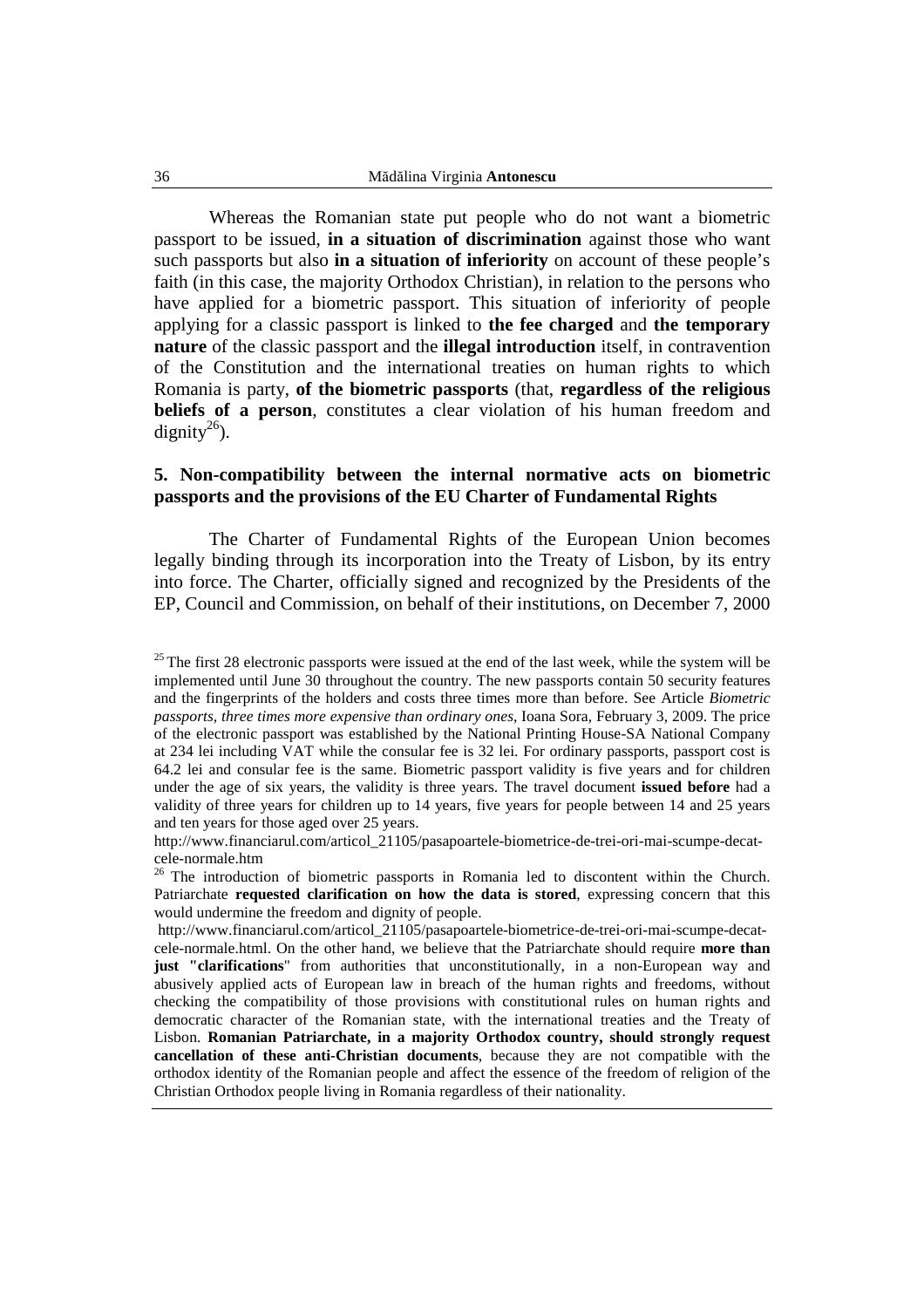Whereas the Romanian state put people who do not want a biometric passport to be issued, **in a situation of discrimination** against those who want such passports but also **in a situation of inferiority** on account of these people's faith (in this case, the majority Orthodox Christian), in relation to the persons who have applied for a biometric passport. This situation of inferiority of people applying for a classic passport is linked to **the fee charged** and **the temporary nature** of the classic passport and the **illegal introduction** itself, in contravention of the Constitution and the international treaties on human rights to which Romania is party, **of the biometric passports** (that, **regardless of the religious beliefs of a person**, constitutes a clear violation of his human freedom and dignity[26]).

## 5. Non-compatibility between the internal normative acts on biometric passports and the provisions of the EU Charter of Fundamental Rights

The Charter of Fundamental Rights of the European Union becomes legally binding through its incorporation into the Treaty of Lisbon, by its entry into force. The Charter, officially signed and recognized by the Presidents of the EP, Council and Commission, on behalf of their institutions, on December 7, 2000

---

[25] The first 28 electronic passports were issued at the end of the last week, while the system will be implemented until June 30 throughout the country. The new passports contain 50 security features and the fingerprints of the holders and costs three times more than before. See Article *Biometric passports, three times more expensive than ordinary ones*, Ioana Sora, February 3, 2009. The price of the electronic passport was established by the National Printing House-SA National Company at 234 lei including VAT while the consular fee is 32 lei. For ordinary passports, passport cost is 64.2 lei and consular fee is the same. Biometric passport validity is five years and for children under the age of six years, the validity is three years. The travel document **issued before** had a validity of three years for children up to 14 years, five years for people between 14 and 25 years and ten years for those aged over 25 years.

http://www.financiarul.com/articol_21105/pasapoartele-biometrice-de-trei-ori-mai-scumpe-decat-cele-normale.htm

[26] The introduction of biometric passports in Romania led to discontent within the Church. Patriarchate **requested clarification on how the data is stored**, expressing concern that this would undermine the freedom and dignity of people.

http://www.financiarul.com/articol_21105/pasapoartele-biometrice-de-trei-ori-mai-scumpe-decat-cele-normale.html. On the other hand, we believe that the Patriarchate should require **more than just "clarifications**" from authorities that unconstitutionally, in a non-European way and abusively applied acts of European law in breach of the human rights and freedoms, without checking the compatibility of those provisions with constitutional rules on human rights and democratic character of the Romanian state, with the international treaties and the Treaty of Lisbon. **Romanian Patriarchate, in a majority Orthodox country, should strongly request cancellation of these anti-Christian documents**, because they are not compatible with the orthodox identity of the Romanian people and affect the essence of the freedom of religion of the Christian Orthodox people living in Romania regardless of their nationality.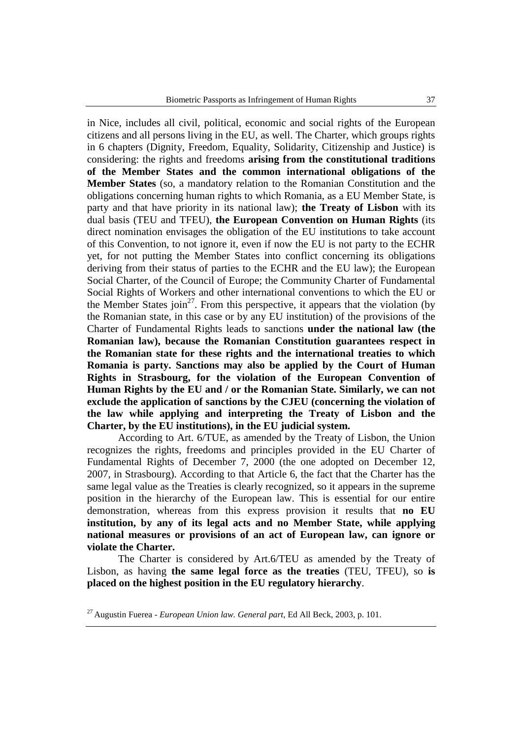in Nice, includes all civil, political, economic and social rights of the European citizens and all persons living in the EU, as well. The Charter, which groups rights in 6 chapters (Dignity, Freedom, Equality, Solidarity, Citizenship and Justice) is considering: the rights and freedoms **arising from the constitutional traditions of the Member States and the common international obligations of the Member States** (so, a mandatory relation to the Romanian Constitution and the obligations concerning human rights to which Romania, as a EU Member State, is party and that have priority in its national law); **the Treaty of Lisbon** with its dual basis (TEU and TFEU), **the European Convention on Human Rights** (its direct nomination envisages the obligation of the EU institutions to take account of this Convention, to not ignore it, even if now the EU is not party to the ECHR yet, for not putting the Member States into conflict concerning its obligations deriving from their status of parties to the ECHR and the EU law); the European Social Charter, of the Council of Europe; the Community Charter of Fundamental Social Rights of Workers and other international conventions to which the EU or the Member States join[27]. From this perspective, it appears that the violation (by the Romanian state, in this case or by any EU institution) of the provisions of the Charter of Fundamental Rights leads to sanctions **under the national law (the Romanian law), because the Romanian Constitution guarantees respect in the Romanian state for these rights and the international treaties to which Romania is party. Sanctions may also be applied by the Court of Human Rights in Strasbourg, for the violation of the European Convention of Human Rights by the EU and / or the Romanian State. Similarly, we can not exclude the application of sanctions by the CJEU (concerning the violation of the law while applying and interpreting the Treaty of Lisbon and the Charter, by the EU institutions), in the EU judicial system.**

According to Art. 6/TUE, as amended by the Treaty of Lisbon, the Union recognizes the rights, freedoms and principles provided in the EU Charter of Fundamental Rights of December 7, 2000 (the one adopted on December 12, 2007, in Strasbourg). According to that Article 6, the fact that the Charter has the same legal value as the Treaties is clearly recognized, so it appears in the supreme position in the hierarchy of the European law. This is essential for our entire demonstration, whereas from this express provision it results that **no EU institution, by any of its legal acts and no Member State, while applying national measures or provisions of an act of European law, can ignore or violate the Charter.**

The Charter is considered by Art.6/TEU as amended by the Treaty of Lisbon, as having **the same legal force as the treaties** (TEU, TFEU), so **is placed on the highest position in the EU regulatory hierarchy**.

[27] Augustin Fuerea - *European Union law. General part*, Ed All Beck, 2003, p. 101.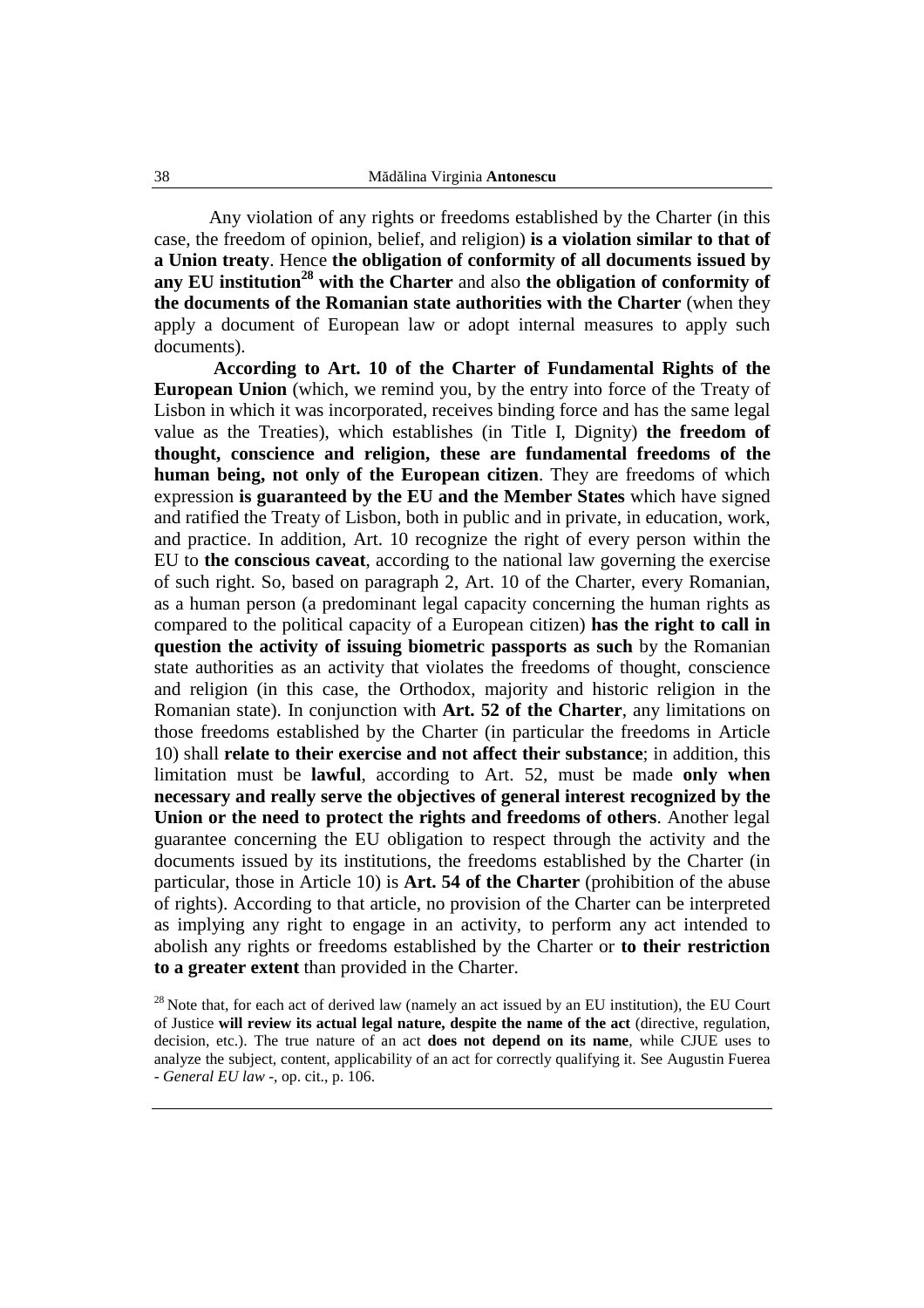Any violation of any rights or freedoms established by the Charter (in this case, the freedom of opinion, belief, and religion) **is a violation similar to that of a Union treaty**. Hence **the obligation of conformity of all documents issued by any EU institution**[28] **with the Charter** and also **the obligation of conformity of the documents of the Romanian state authorities with the Charter** (when they apply a document of European law or adopt internal measures to apply such documents).

**According to Art. 10 of the Charter of Fundamental Rights of the European Union** (which, we remind you, by the entry into force of the Treaty of Lisbon in which it was incorporated, receives binding force and has the same legal value as the Treaties), which establishes (in Title I, Dignity) **the freedom of thought, conscience and religion, these are fundamental freedoms of the human being, not only of the European citizen**. They are freedoms of which expression **is guaranteed by the EU and the Member States** which have signed and ratified the Treaty of Lisbon, both in public and in private, in education, work, and practice. In addition, Art. 10 recognize the right of every person within the EU to **the conscious caveat**, according to the national law governing the exercise of such right. So, based on paragraph 2, Art. 10 of the Charter, every Romanian, as a human person (a predominant legal capacity concerning the human rights as compared to the political capacity of a European citizen) **has the right to call in question the activity of issuing biometric passports as such** by the Romanian state authorities as an activity that violates the freedoms of thought, conscience and religion (in this case, the Orthodox, majority and historic religion in the Romanian state). In conjunction with **Art. 52 of the Charter**, any limitations on those freedoms established by the Charter (in particular the freedoms in Article 10) shall **relate to their exercise and not affect their substance**; in addition, this limitation must be **lawful**, according to Art. 52, must be made **only when necessary and really serve the objectives of general interest recognized by the Union or the need to protect the rights and freedoms of others**. Another legal guarantee concerning the EU obligation to respect through the activity and the documents issued by its institutions, the freedoms established by the Charter (in particular, those in Article 10) is **Art. 54 of the Charter** (prohibition of the abuse of rights). According to that article, no provision of the Charter can be interpreted as implying any right to engage in an activity, to perform any act intended to abolish any rights or freedoms established by the Charter or **to their restriction to a greater extent** than provided in the Charter.

[28] Note that, for each act of derived law (namely an act issued by an EU institution), the EU Court of Justice **will review its actual legal nature, despite the name of the act** (directive, regulation, decision, etc.). The true nature of an act **does not depend on its name**, while CJUE uses to analyze the subject, content, applicability of an act for correctly qualifying it. See Augustin Fuerea - *General EU law* -, op. cit., p. 106.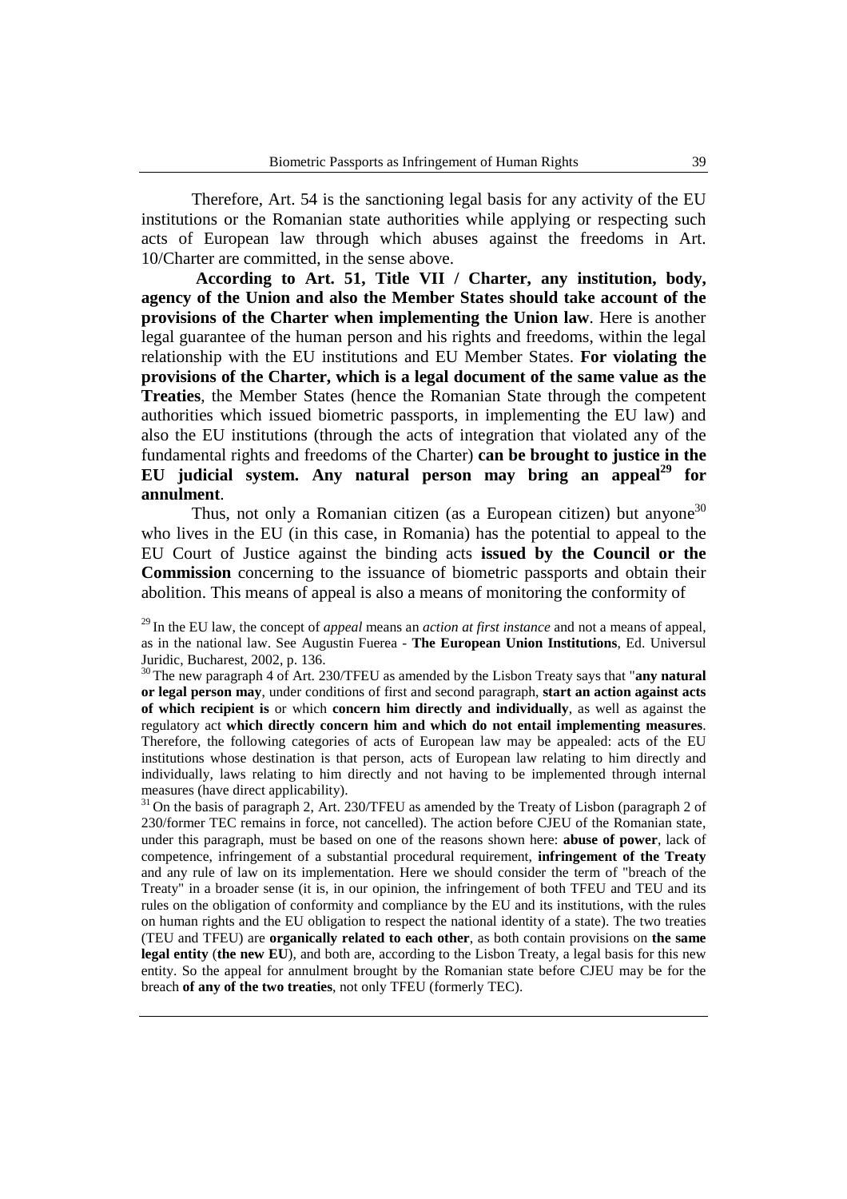Therefore, Art. 54 is the sanctioning legal basis for any activity of the EU institutions or the Romanian state authorities while applying or respecting such acts of European law through which abuses against the freedoms in Art. 10/Charter are committed, in the sense above.

**According to Art. 51, Title VII / Charter, any institution, body, agency of the Union and also the Member States should take account of the provisions of the Charter when implementing the Union law**. Here is another legal guarantee of the human person and his rights and freedoms, within the legal relationship with the EU institutions and EU Member States. **For violating the provisions of the Charter, which is a legal document of the same value as the Treaties**, the Member States (hence the Romanian State through the competent authorities which issued biometric passports, in implementing the EU law) and also the EU institutions (through the acts of integration that violated any of the fundamental rights and freedoms of the Charter) **can be brought to justice in the EU judicial system. Any natural person may bring an appeal[29] for annulment**.

Thus, not only a Romanian citizen (as a European citizen) but anyone[30] who lives in the EU (in this case, in Romania) has the potential to appeal to the EU Court of Justice against the binding acts **issued by the Council or the Commission** concerning to the issuance of biometric passports and obtain their abolition. This means of appeal is also a means of monitoring the conformity of

---

[29] In the EU law, the concept of *appeal* means an *action at first instance* and not a means of appeal, as in the national law. See Augustin Fuerea - **The European Union Institutions**, Ed. Universul Juridic, Bucharest, 2002, p. 136.

[30] The new paragraph 4 of Art. 230/TFEU as amended by the Lisbon Treaty says that "**any natural or legal person may**, under conditions of first and second paragraph, **start an action against acts of which recipient is** or which **concern him directly and individually**, as well as against the regulatory act **which directly concern him and which do not entail implementing measures**. Therefore, the following categories of acts of European law may be appealed: acts of the EU institutions whose destination is that person, acts of European law relating to him directly and individually, laws relating to him directly and not having to be implemented through internal measures (have direct applicability).

[31] On the basis of paragraph 2, Art. 230/TFEU as amended by the Treaty of Lisbon (paragraph 2 of 230/former TEC remains in force, not cancelled). The action before CJEU of the Romanian state, under this paragraph, must be based on one of the reasons shown here: **abuse of power**, lack of competence, infringement of a substantial procedural requirement, **infringement of the Treaty** and any rule of law on its implementation. Here we should consider the term of "breach of the Treaty" in a broader sense (it is, in our opinion, the infringement of both TFEU and TEU and its rules on the obligation of conformity and compliance by the EU and its institutions, with the rules on human rights and the EU obligation to respect the national identity of a state). The two treaties (TEU and TFEU) are **organically related to each other**, as both contain provisions on **the same legal entity** (**the new EU**), and both are, according to the Lisbon Treaty, a legal basis for this new entity. So the appeal for annulment brought by the Romanian state before CJEU may be for the breach **of any of the two treaties**, not only TFEU (formerly TEC).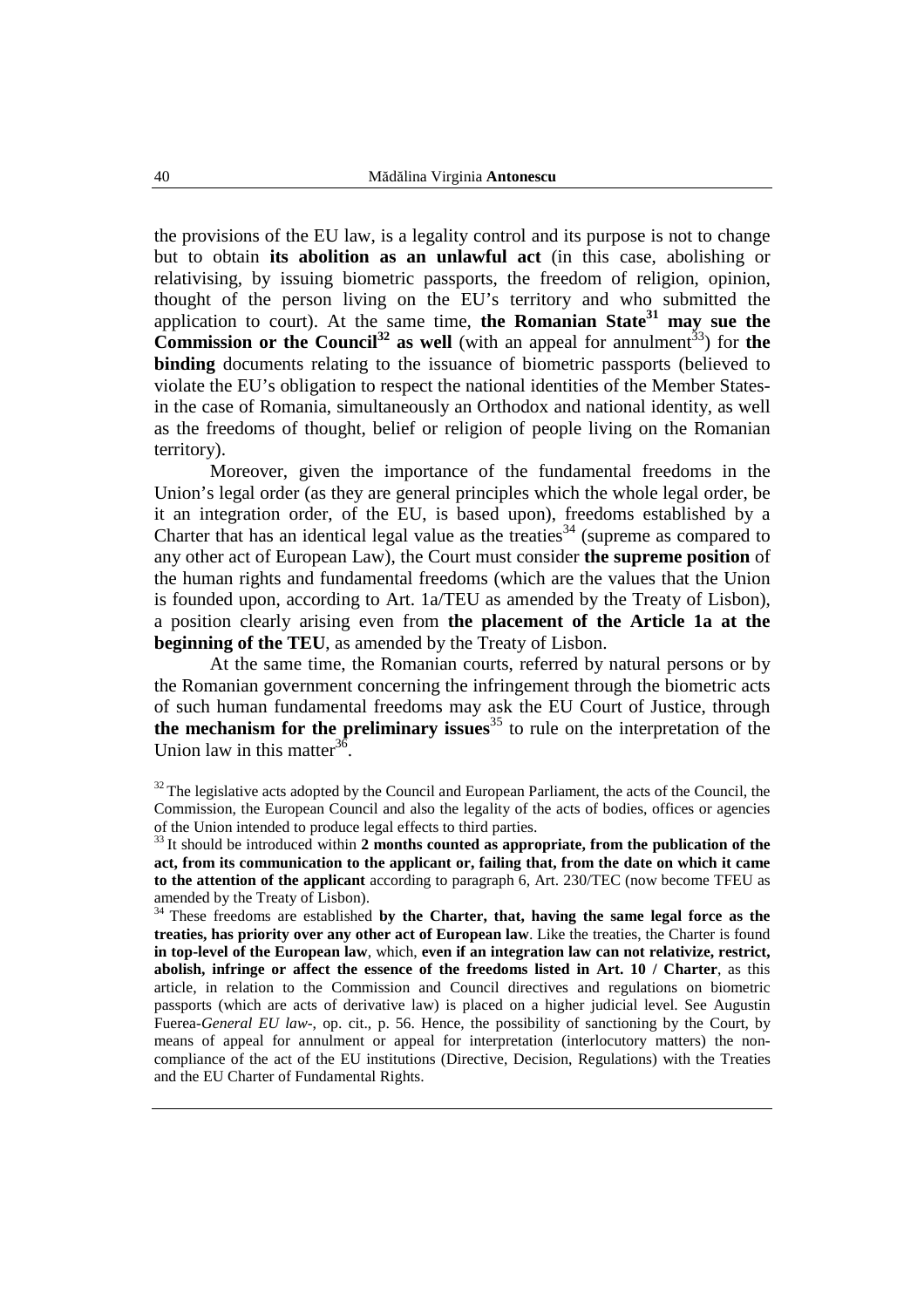the provisions of the EU law, is a legality control and its purpose is not to change but to obtain **its abolition as an unlawful act** (in this case, abolishing or relativising, by issuing biometric passports, the freedom of religion, opinion, thought of the person living on the EU's territory and who submitted the application to court). At the same time, **the Romanian State**[31] **may sue the Commission or the Council**[32] **as well** (with an appeal for annulment[33]) for **the binding** documents relating to the issuance of biometric passports (believed to violate the EU's obligation to respect the national identities of the Member States-in the case of Romania, simultaneously an Orthodox and national identity, as well as the freedoms of thought, belief or religion of people living on the Romanian territory).

Moreover, given the importance of the fundamental freedoms in the Union's legal order (as they are general principles which the whole legal order, be it an integration order, of the EU, is based upon), freedoms established by a Charter that has an identical legal value as the treaties[34] (supreme as compared to any other act of European Law), the Court must consider **the supreme position** of the human rights and fundamental freedoms (which are the values that the Union is founded upon, according to Art. 1a/TEU as amended by the Treaty of Lisbon), a position clearly arising even from **the placement of the Article 1a at the beginning of the TEU**, as amended by the Treaty of Lisbon.

At the same time, the Romanian courts, referred by natural persons or by the Romanian government concerning the infringement through the biometric acts of such human fundamental freedoms may ask the EU Court of Justice, through **the mechanism for the preliminary issues**[35] to rule on the interpretation of the Union law in this matter[36].

---

[32] The legislative acts adopted by the Council and European Parliament, the acts of the Council, the Commission, the European Council and also the legality of the acts of bodies, offices or agencies of the Union intended to produce legal effects to third parties.

[33] It should be introduced within **2 months counted as appropriate, from the publication of the act, from its communication to the applicant or, failing that, from the date on which it came to the attention of the applicant** according to paragraph 6, Art. 230/TEC (now become TFEU as amended by the Treaty of Lisbon).

[34] These freedoms are established **by the Charter, that, having the same legal force as the treaties, has priority over any other act of European law**. Like the treaties, the Charter is found **in top-level of the European law**, which, **even if an integration law can not relativize, restrict, abolish, infringe or affect the essence of the freedoms listed in Art. 10 / Charter**, as this article, in relation to the Commission and Council directives and regulations on biometric passports (which are acts of derivative law) is placed on a higher judicial level. See Augustin Fuerea-*General EU law*-, op. cit., p. 56. Hence, the possibility of sanctioning by the Court, by means of appeal for annulment or appeal for interpretation (interlocutory matters) the non-compliance of the act of the EU institutions (Directive, Decision, Regulations) with the Treaties and the EU Charter of Fundamental Rights.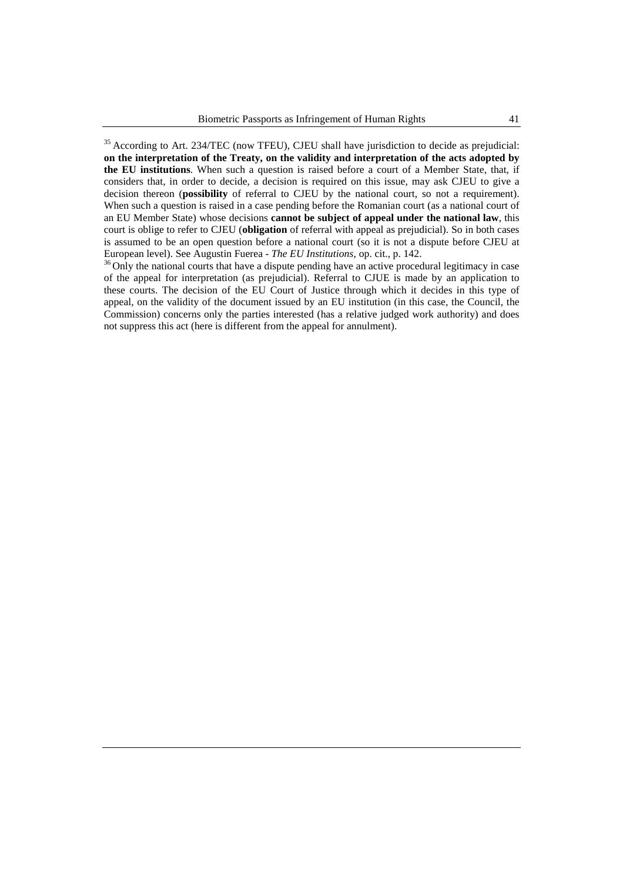[35] According to Art. 234/TEC (now TFEU), CJEU shall have jurisdiction to decide as prejudicial: **on the interpretation of the Treaty, on the validity and interpretation of the acts adopted by the EU institutions**. When such a question is raised before a court of a Member State, that, if considers that, in order to decide, a decision is required on this issue, may ask CJEU to give a decision thereon (**possibility** of referral to CJEU by the national court, so not a requirement). When such a question is raised in a case pending before the Romanian court (as a national court of an EU Member State) whose decisions **cannot be subject of appeal under the national law**, this court is oblige to refer to CJEU (**obligation** of referral with appeal as prejudicial). So in both cases is assumed to be an open question before a national court (so it is not a dispute before CJEU at European level). See Augustin Fuerea - *The EU Institutions*, op. cit., p. 142.

[36] Only the national courts that have a dispute pending have an active procedural legitimacy in case of the appeal for interpretation (as prejudicial). Referral to CJUE is made by an application to these courts. The decision of the EU Court of Justice through which it decides in this type of appeal, on the validity of the document issued by an EU institution (in this case, the Council, the Commission) concerns only the parties interested (has a relative judged work authority) and does not suppress this act (here is different from the appeal for annulment).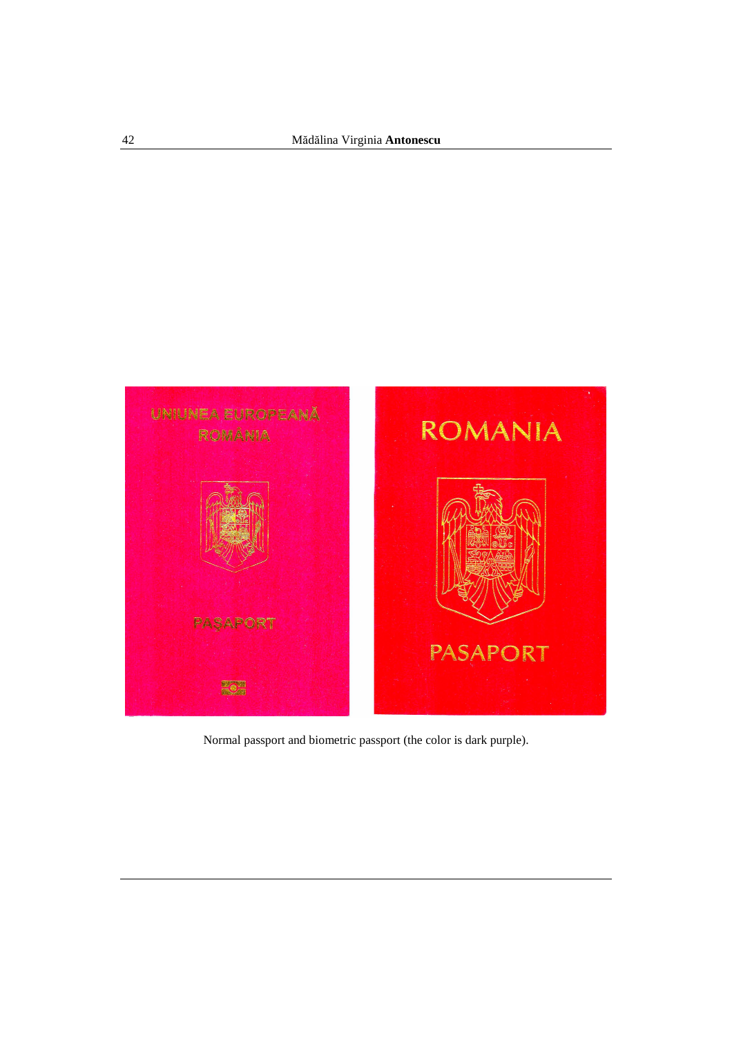Normal passport and biometric passport (the color is dark purple).